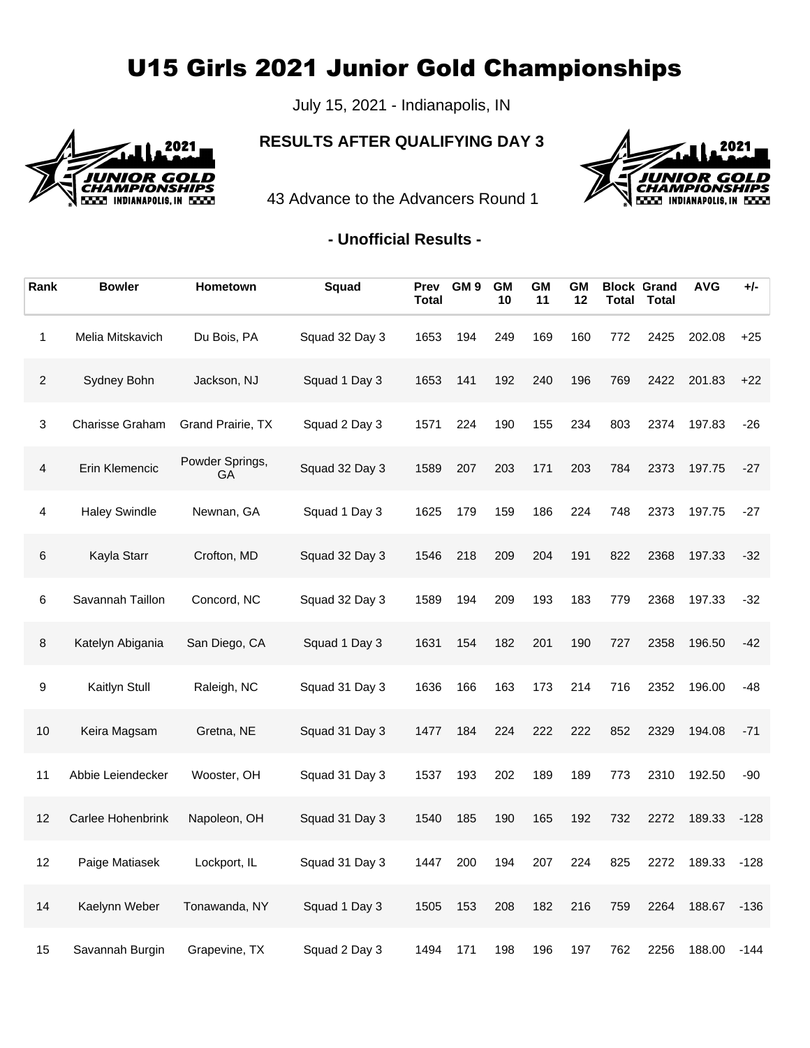# U15 Girls 2021 Junior Gold Championships

July 15, 2021 - Indianapolis, IN

**RESULTS AFTER QUALIFYING DAY 3**

43 Advance to the Advancers Round 1

**- Unofficial Results -**

| Rank | Bowler | Hometown | Squad | Prev Total | GM 9 | GM 10 | GM 11 | GM 12 | Block Total | Grand Total | AVG | +/- |
|---|---|---|---|---|---|---|---|---|---|---|---|---|
| 1 | Melia Mitskavich | Du Bois, PA | Squad 32 Day 3 | 1653 | 194 | 249 | 169 | 160 | 772 | 2425 | 202.08 | +25 |
| 2 | Sydney Bohn | Jackson, NJ | Squad 1 Day 3 | 1653 | 141 | 192 | 240 | 196 | 769 | 2422 | 201.83 | +22 |
| 3 | Charisse Graham | Grand Prairie, TX | Squad 2 Day 3 | 1571 | 224 | 190 | 155 | 234 | 803 | 2374 | 197.83 | -26 |
| 4 | Erin Klemencic | Powder Springs, GA | Squad 32 Day 3 | 1589 | 207 | 203 | 171 | 203 | 784 | 2373 | 197.75 | -27 |
| 4 | Haley Swindle | Newnan, GA | Squad 1 Day 3 | 1625 | 179 | 159 | 186 | 224 | 748 | 2373 | 197.75 | -27 |
| 6 | Kayla Starr | Crofton, MD | Squad 32 Day 3 | 1546 | 218 | 209 | 204 | 191 | 822 | 2368 | 197.33 | -32 |
| 6 | Savannah Taillon | Concord, NC | Squad 32 Day 3 | 1589 | 194 | 209 | 193 | 183 | 779 | 2368 | 197.33 | -32 |
| 8 | Katelyn Abigania | San Diego, CA | Squad 1 Day 3 | 1631 | 154 | 182 | 201 | 190 | 727 | 2358 | 196.50 | -42 |
| 9 | Kaitlyn Stull | Raleigh, NC | Squad 31 Day 3 | 1636 | 166 | 163 | 173 | 214 | 716 | 2352 | 196.00 | -48 |
| 10 | Keira Magsam | Gretna, NE | Squad 31 Day 3 | 1477 | 184 | 224 | 222 | 222 | 852 | 2329 | 194.08 | -71 |
| 11 | Abbie Leiendecker | Wooster, OH | Squad 31 Day 3 | 1537 | 193 | 202 | 189 | 189 | 773 | 2310 | 192.50 | -90 |
| 12 | Carlee Hohenbrink | Napoleon, OH | Squad 31 Day 3 | 1540 | 185 | 190 | 165 | 192 | 732 | 2272 | 189.33 | -128 |
| 12 | Paige Matiasek | Lockport, IL | Squad 31 Day 3 | 1447 | 200 | 194 | 207 | 224 | 825 | 2272 | 189.33 | -128 |
| 14 | Kaelynn Weber | Tonawanda, NY | Squad 1 Day 3 | 1505 | 153 | 208 | 182 | 216 | 759 | 2264 | 188.67 | -136 |
| 15 | Savannah Burgin | Grapevine, TX | Squad 2 Day 3 | 1494 | 171 | 198 | 196 | 197 | 762 | 2256 | 188.00 | -144 |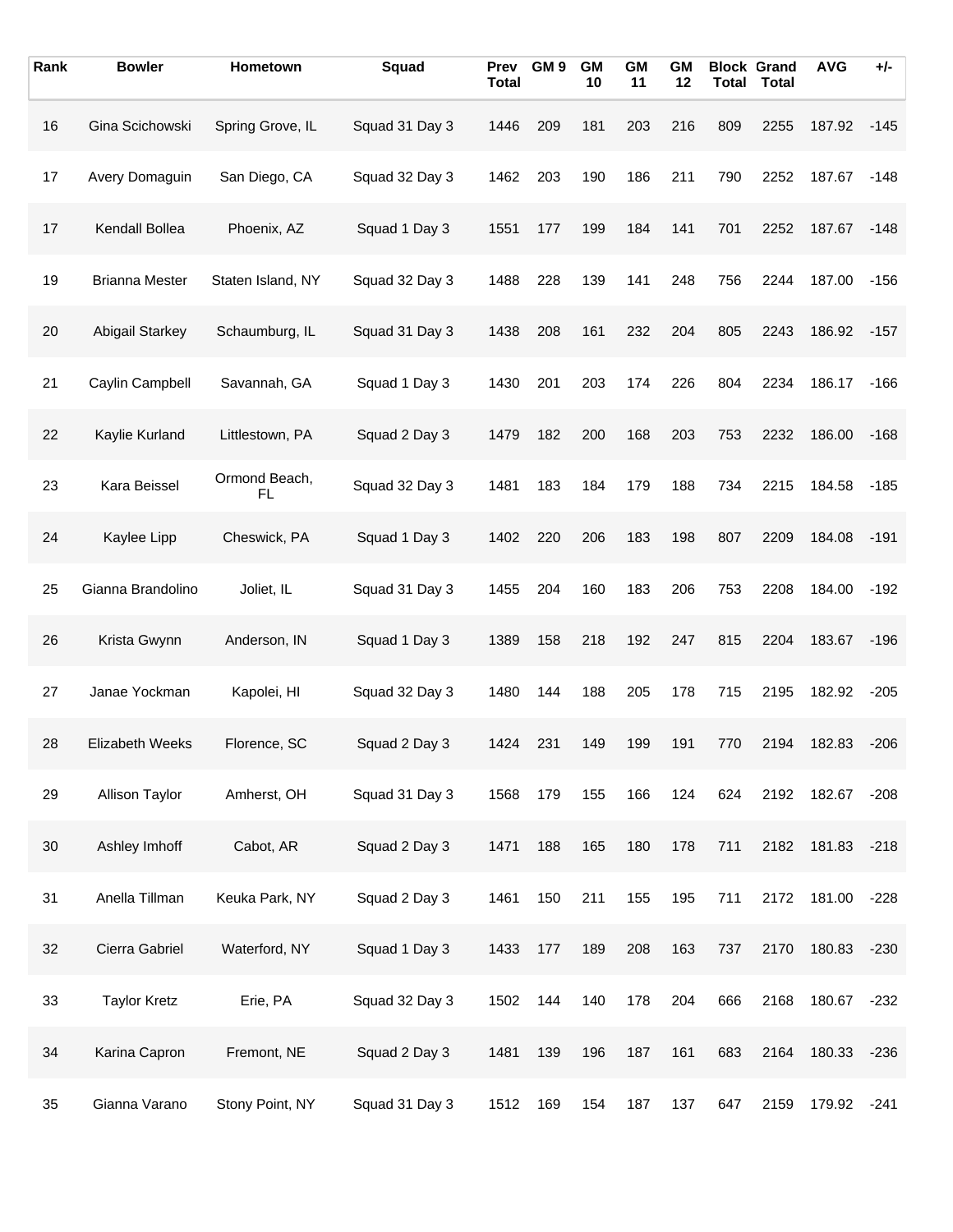| Rank | Bowler | Hometown | Squad | Prev Total | GM 9 | GM 10 | GM 11 | GM 12 | Block Total | Grand Total | AVG | +/- |
|---|---|---|---|---|---|---|---|---|---|---|---|---|
| 16 | Gina Scichowski | Spring Grove, IL | Squad 31 Day 3 | 1446 | 209 | 181 | 203 | 216 | 809 | 2255 | 187.92 | -145 |
| 17 | Avery Domaguin | San Diego, CA | Squad 32 Day 3 | 1462 | 203 | 190 | 186 | 211 | 790 | 2252 | 187.67 | -148 |
| 17 | Kendall Bollea | Phoenix, AZ | Squad 1 Day 3 | 1551 | 177 | 199 | 184 | 141 | 701 | 2252 | 187.67 | -148 |
| 19 | Brianna Mester | Staten Island, NY | Squad 32 Day 3 | 1488 | 228 | 139 | 141 | 248 | 756 | 2244 | 187.00 | -156 |
| 20 | Abigail Starkey | Schaumburg, IL | Squad 31 Day 3 | 1438 | 208 | 161 | 232 | 204 | 805 | 2243 | 186.92 | -157 |
| 21 | Caylin Campbell | Savannah, GA | Squad 1 Day 3 | 1430 | 201 | 203 | 174 | 226 | 804 | 2234 | 186.17 | -166 |
| 22 | Kaylie Kurland | Littlestown, PA | Squad 2 Day 3 | 1479 | 182 | 200 | 168 | 203 | 753 | 2232 | 186.00 | -168 |
| 23 | Kara Beissel | Ormond Beach, FL | Squad 32 Day 3 | 1481 | 183 | 184 | 179 | 188 | 734 | 2215 | 184.58 | -185 |
| 24 | Kaylee Lipp | Cheswick, PA | Squad 1 Day 3 | 1402 | 220 | 206 | 183 | 198 | 807 | 2209 | 184.08 | -191 |
| 25 | Gianna Brandolino | Joliet, IL | Squad 31 Day 3 | 1455 | 204 | 160 | 183 | 206 | 753 | 2208 | 184.00 | -192 |
| 26 | Krista Gwynn | Anderson, IN | Squad 1 Day 3 | 1389 | 158 | 218 | 192 | 247 | 815 | 2204 | 183.67 | -196 |
| 27 | Janae Yockman | Kapolei, HI | Squad 32 Day 3 | 1480 | 144 | 188 | 205 | 178 | 715 | 2195 | 182.92 | -205 |
| 28 | Elizabeth Weeks | Florence, SC | Squad 2 Day 3 | 1424 | 231 | 149 | 199 | 191 | 770 | 2194 | 182.83 | -206 |
| 29 | Allison Taylor | Amherst, OH | Squad 31 Day 3 | 1568 | 179 | 155 | 166 | 124 | 624 | 2192 | 182.67 | -208 |
| 30 | Ashley Imhoff | Cabot, AR | Squad 2 Day 3 | 1471 | 188 | 165 | 180 | 178 | 711 | 2182 | 181.83 | -218 |
| 31 | Anella Tillman | Keuka Park, NY | Squad 2 Day 3 | 1461 | 150 | 211 | 155 | 195 | 711 | 2172 | 181.00 | -228 |
| 32 | Cierra Gabriel | Waterford, NY | Squad 1 Day 3 | 1433 | 177 | 189 | 208 | 163 | 737 | 2170 | 180.83 | -230 |
| 33 | Taylor Kretz | Erie, PA | Squad 32 Day 3 | 1502 | 144 | 140 | 178 | 204 | 666 | 2168 | 180.67 | -232 |
| 34 | Karina Capron | Fremont, NE | Squad 2 Day 3 | 1481 | 139 | 196 | 187 | 161 | 683 | 2164 | 180.33 | -236 |
| 35 | Gianna Varano | Stony Point, NY | Squad 31 Day 3 | 1512 | 169 | 154 | 187 | 137 | 647 | 2159 | 179.92 | -241 |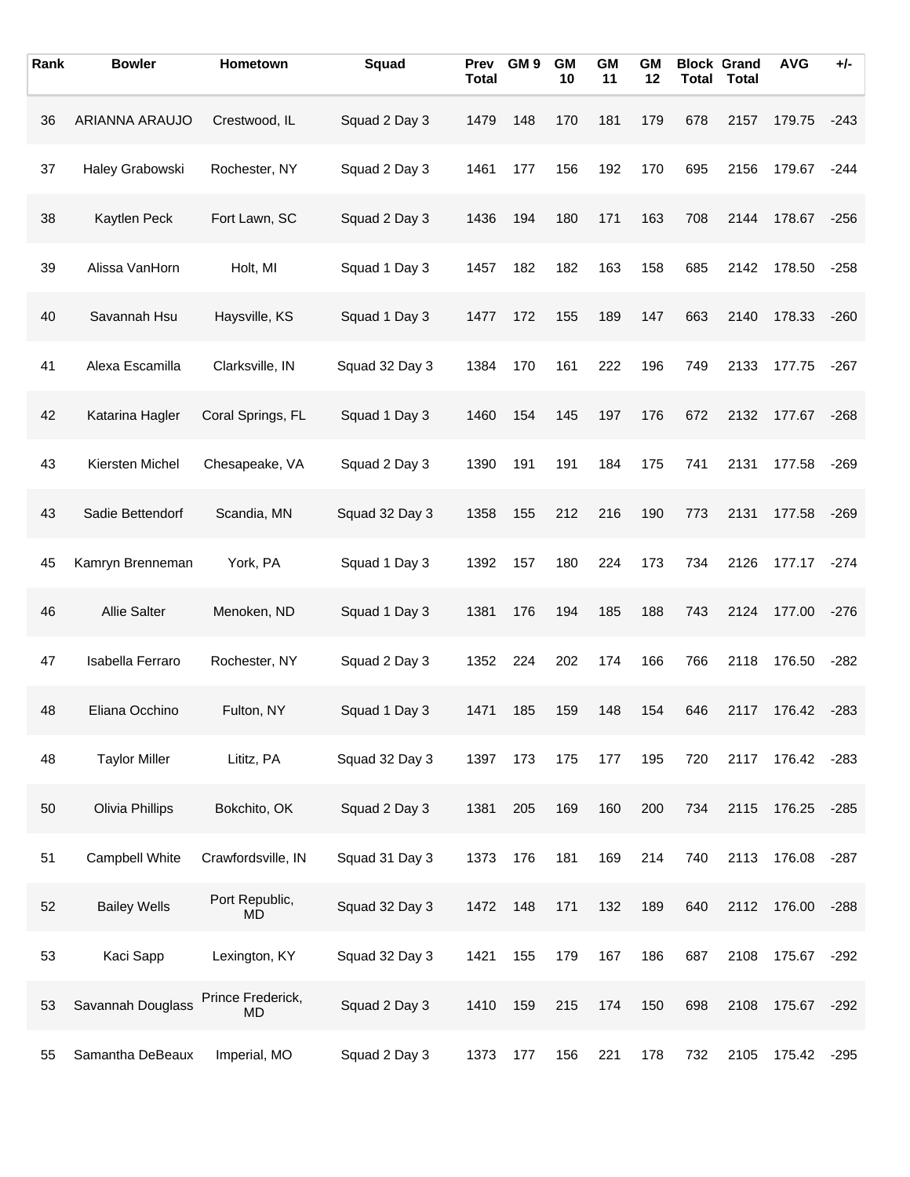| Rank | Bowler | Hometown | Squad | Prev Total | GM 9 | GM 10 | GM 11 | GM 12 | Block Total | Grand Total | AVG | +/- |
|---|---|---|---|---|---|---|---|---|---|---|---|---|
| 36 | ARIANNA ARAUJO | Crestwood, IL | Squad 2 Day 3 | 1479 | 148 | 170 | 181 | 179 | 678 | 2157 | 179.75 | -243 |
| 37 | Haley Grabowski | Rochester, NY | Squad 2 Day 3 | 1461 | 177 | 156 | 192 | 170 | 695 | 2156 | 179.67 | -244 |
| 38 | Kaytlen Peck | Fort Lawn, SC | Squad 2 Day 3 | 1436 | 194 | 180 | 171 | 163 | 708 | 2144 | 178.67 | -256 |
| 39 | Alissa VanHorn | Holt, MI | Squad 1 Day 3 | 1457 | 182 | 182 | 163 | 158 | 685 | 2142 | 178.50 | -258 |
| 40 | Savannah Hsu | Haysville, KS | Squad 1 Day 3 | 1477 | 172 | 155 | 189 | 147 | 663 | 2140 | 178.33 | -260 |
| 41 | Alexa Escamilla | Clarksville, IN | Squad 32 Day 3 | 1384 | 170 | 161 | 222 | 196 | 749 | 2133 | 177.75 | -267 |
| 42 | Katarina Hagler | Coral Springs, FL | Squad 1 Day 3 | 1460 | 154 | 145 | 197 | 176 | 672 | 2132 | 177.67 | -268 |
| 43 | Kiersten Michel | Chesapeake, VA | Squad 2 Day 3 | 1390 | 191 | 191 | 184 | 175 | 741 | 2131 | 177.58 | -269 |
| 43 | Sadie Bettendorf | Scandia, MN | Squad 32 Day 3 | 1358 | 155 | 212 | 216 | 190 | 773 | 2131 | 177.58 | -269 |
| 45 | Kamryn Brenneman | York, PA | Squad 1 Day 3 | 1392 | 157 | 180 | 224 | 173 | 734 | 2126 | 177.17 | -274 |
| 46 | Allie Salter | Menoken, ND | Squad 1 Day 3 | 1381 | 176 | 194 | 185 | 188 | 743 | 2124 | 177.00 | -276 |
| 47 | Isabella Ferraro | Rochester, NY | Squad 2 Day 3 | 1352 | 224 | 202 | 174 | 166 | 766 | 2118 | 176.50 | -282 |
| 48 | Eliana Occhino | Fulton, NY | Squad 1 Day 3 | 1471 | 185 | 159 | 148 | 154 | 646 | 2117 | 176.42 | -283 |
| 48 | Taylor Miller | Lititz, PA | Squad 32 Day 3 | 1397 | 173 | 175 | 177 | 195 | 720 | 2117 | 176.42 | -283 |
| 50 | Olivia Phillips | Bokchito, OK | Squad 2 Day 3 | 1381 | 205 | 169 | 160 | 200 | 734 | 2115 | 176.25 | -285 |
| 51 | Campbell White | Crawfordsville, IN | Squad 31 Day 3 | 1373 | 176 | 181 | 169 | 214 | 740 | 2113 | 176.08 | -287 |
| 52 | Bailey Wells | Port Republic, MD | Squad 32 Day 3 | 1472 | 148 | 171 | 132 | 189 | 640 | 2112 | 176.00 | -288 |
| 53 | Kaci Sapp | Lexington, KY | Squad 32 Day 3 | 1421 | 155 | 179 | 167 | 186 | 687 | 2108 | 175.67 | -292 |
| 53 | Savannah Douglass | Prince Frederick, MD | Squad 2 Day 3 | 1410 | 159 | 215 | 174 | 150 | 698 | 2108 | 175.67 | -292 |
| 55 | Samantha DeBeaux | Imperial, MO | Squad 2 Day 3 | 1373 | 177 | 156 | 221 | 178 | 732 | 2105 | 175.42 | -295 |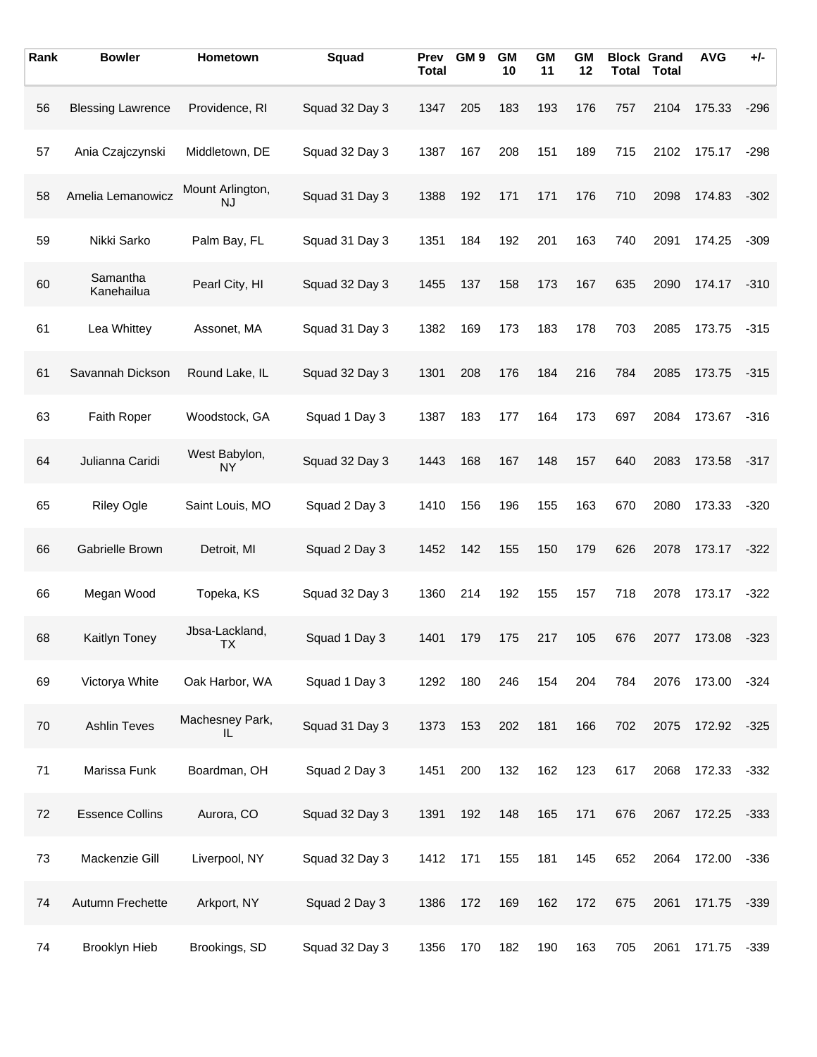| Rank | Bowler | Hometown | Squad | Prev Total | GM 9 | GM 10 | GM 11 | GM 12 | Block Total | Grand Total | AVG | +/- |
|---|---|---|---|---|---|---|---|---|---|---|---|---|
| 56 | Blessing Lawrence | Providence, RI | Squad 32 Day 3 | 1347 | 205 | 183 | 193 | 176 | 757 | 2104 | 175.33 | -296 |
| 57 | Ania Czajczynski | Middletown, DE | Squad 32 Day 3 | 1387 | 167 | 208 | 151 | 189 | 715 | 2102 | 175.17 | -298 |
| 58 | Amelia Lemanowicz | Mount Arlington, NJ | Squad 31 Day 3 | 1388 | 192 | 171 | 171 | 176 | 710 | 2098 | 174.83 | -302 |
| 59 | Nikki Sarko | Palm Bay, FL | Squad 31 Day 3 | 1351 | 184 | 192 | 201 | 163 | 740 | 2091 | 174.25 | -309 |
| 60 | Samantha Kanehailua | Pearl City, HI | Squad 32 Day 3 | 1455 | 137 | 158 | 173 | 167 | 635 | 2090 | 174.17 | -310 |
| 61 | Lea Whittey | Assonet, MA | Squad 31 Day 3 | 1382 | 169 | 173 | 183 | 178 | 703 | 2085 | 173.75 | -315 |
| 61 | Savannah Dickson | Round Lake, IL | Squad 32 Day 3 | 1301 | 208 | 176 | 184 | 216 | 784 | 2085 | 173.75 | -315 |
| 63 | Faith Roper | Woodstock, GA | Squad 1 Day 3 | 1387 | 183 | 177 | 164 | 173 | 697 | 2084 | 173.67 | -316 |
| 64 | Julianna Caridi | West Babylon, NY | Squad 32 Day 3 | 1443 | 168 | 167 | 148 | 157 | 640 | 2083 | 173.58 | -317 |
| 65 | Riley Ogle | Saint Louis, MO | Squad 2 Day 3 | 1410 | 156 | 196 | 155 | 163 | 670 | 2080 | 173.33 | -320 |
| 66 | Gabrielle Brown | Detroit, MI | Squad 2 Day 3 | 1452 | 142 | 155 | 150 | 179 | 626 | 2078 | 173.17 | -322 |
| 66 | Megan Wood | Topeka, KS | Squad 32 Day 3 | 1360 | 214 | 192 | 155 | 157 | 718 | 2078 | 173.17 | -322 |
| 68 | Kaitlyn Toney | Jbsa-Lackland, TX | Squad 1 Day 3 | 1401 | 179 | 175 | 217 | 105 | 676 | 2077 | 173.08 | -323 |
| 69 | Victorya White | Oak Harbor, WA | Squad 1 Day 3 | 1292 | 180 | 246 | 154 | 204 | 784 | 2076 | 173.00 | -324 |
| 70 | Ashlin Teves | Machesney Park, IL | Squad 31 Day 3 | 1373 | 153 | 202 | 181 | 166 | 702 | 2075 | 172.92 | -325 |
| 71 | Marissa Funk | Boardman, OH | Squad 2 Day 3 | 1451 | 200 | 132 | 162 | 123 | 617 | 2068 | 172.33 | -332 |
| 72 | Essence Collins | Aurora, CO | Squad 32 Day 3 | 1391 | 192 | 148 | 165 | 171 | 676 | 2067 | 172.25 | -333 |
| 73 | Mackenzie Gill | Liverpool, NY | Squad 32 Day 3 | 1412 | 171 | 155 | 181 | 145 | 652 | 2064 | 172.00 | -336 |
| 74 | Autumn Frechette | Arkport, NY | Squad 2 Day 3 | 1386 | 172 | 169 | 162 | 172 | 675 | 2061 | 171.75 | -339 |
| 74 | Brooklyn Hieb | Brookings, SD | Squad 32 Day 3 | 1356 | 170 | 182 | 190 | 163 | 705 | 2061 | 171.75 | -339 |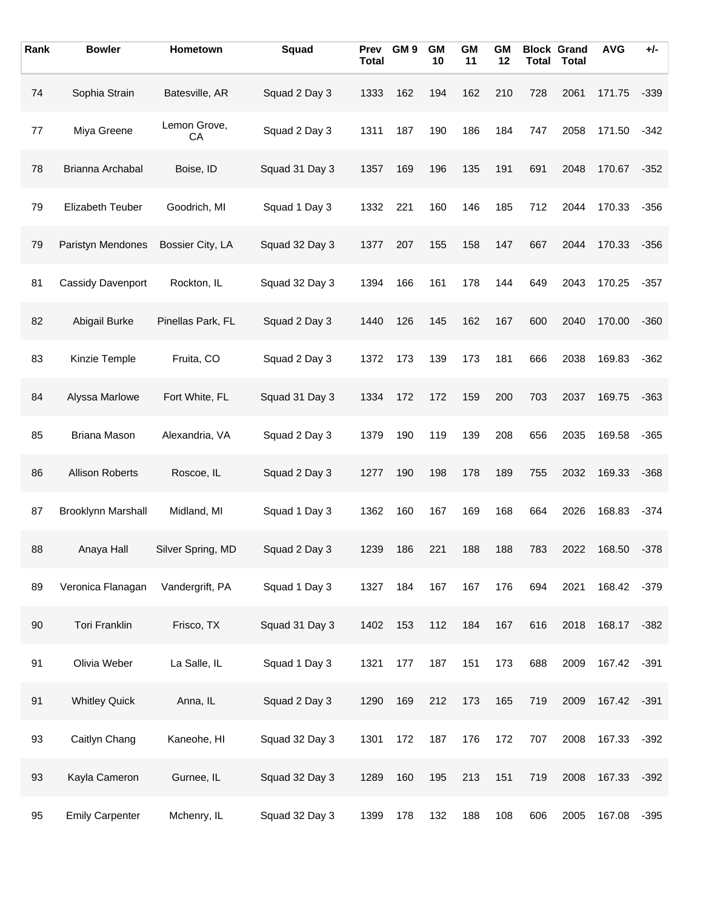| Rank | Bowler | Hometown | Squad | Prev Total | GM 9 | GM 10 | GM 11 | GM 12 | Block Total | Grand Total | AVG | +/- |
|---|---|---|---|---|---|---|---|---|---|---|---|---|
| 74 | Sophia Strain | Batesville, AR | Squad 2 Day 3 | 1333 | 162 | 194 | 162 | 210 | 728 | 2061 | 171.75 | -339 |
| 77 | Miya Greene | Lemon Grove, CA | Squad 2 Day 3 | 1311 | 187 | 190 | 186 | 184 | 747 | 2058 | 171.50 | -342 |
| 78 | Brianna Archabal | Boise, ID | Squad 31 Day 3 | 1357 | 169 | 196 | 135 | 191 | 691 | 2048 | 170.67 | -352 |
| 79 | Elizabeth Teuber | Goodrich, MI | Squad 1 Day 3 | 1332 | 221 | 160 | 146 | 185 | 712 | 2044 | 170.33 | -356 |
| 79 | Paristyn Mendones | Bossier City, LA | Squad 32 Day 3 | 1377 | 207 | 155 | 158 | 147 | 667 | 2044 | 170.33 | -356 |
| 81 | Cassidy Davenport | Rockton, IL | Squad 32 Day 3 | 1394 | 166 | 161 | 178 | 144 | 649 | 2043 | 170.25 | -357 |
| 82 | Abigail Burke | Pinellas Park, FL | Squad 2 Day 3 | 1440 | 126 | 145 | 162 | 167 | 600 | 2040 | 170.00 | -360 |
| 83 | Kinzie Temple | Fruita, CO | Squad 2 Day 3 | 1372 | 173 | 139 | 173 | 181 | 666 | 2038 | 169.83 | -362 |
| 84 | Alyssa Marlowe | Fort White, FL | Squad 31 Day 3 | 1334 | 172 | 172 | 159 | 200 | 703 | 2037 | 169.75 | -363 |
| 85 | Briana Mason | Alexandria, VA | Squad 2 Day 3 | 1379 | 190 | 119 | 139 | 208 | 656 | 2035 | 169.58 | -365 |
| 86 | Allison Roberts | Roscoe, IL | Squad 2 Day 3 | 1277 | 190 | 198 | 178 | 189 | 755 | 2032 | 169.33 | -368 |
| 87 | Brooklynn Marshall | Midland, MI | Squad 1 Day 3 | 1362 | 160 | 167 | 169 | 168 | 664 | 2026 | 168.83 | -374 |
| 88 | Anaya Hall | Silver Spring, MD | Squad 2 Day 3 | 1239 | 186 | 221 | 188 | 188 | 783 | 2022 | 168.50 | -378 |
| 89 | Veronica Flanagan | Vandergrift, PA | Squad 1 Day 3 | 1327 | 184 | 167 | 167 | 176 | 694 | 2021 | 168.42 | -379 |
| 90 | Tori Franklin | Frisco, TX | Squad 31 Day 3 | 1402 | 153 | 112 | 184 | 167 | 616 | 2018 | 168.17 | -382 |
| 91 | Olivia Weber | La Salle, IL | Squad 1 Day 3 | 1321 | 177 | 187 | 151 | 173 | 688 | 2009 | 167.42 | -391 |
| 91 | Whitley Quick | Anna, IL | Squad 2 Day 3 | 1290 | 169 | 212 | 173 | 165 | 719 | 2009 | 167.42 | -391 |
| 93 | Caitlyn Chang | Kaneohe, HI | Squad 32 Day 3 | 1301 | 172 | 187 | 176 | 172 | 707 | 2008 | 167.33 | -392 |
| 93 | Kayla Cameron | Gurnee, IL | Squad 32 Day 3 | 1289 | 160 | 195 | 213 | 151 | 719 | 2008 | 167.33 | -392 |
| 95 | Emily Carpenter | Mchenry, IL | Squad 32 Day 3 | 1399 | 178 | 132 | 188 | 108 | 606 | 2005 | 167.08 | -395 |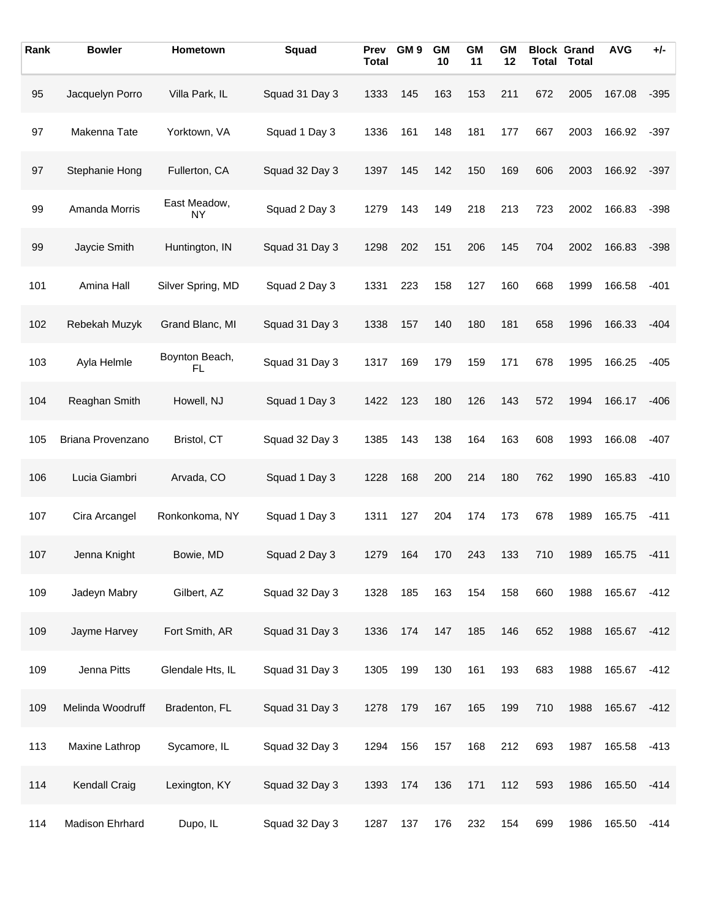| Rank | Bowler | Hometown | Squad | Prev Total | GM 9 | GM 10 | GM 11 | GM 12 | Block Total | Grand Total | AVG | +/- |
|---|---|---|---|---|---|---|---|---|---|---|---|---|
| 95 | Jacquelyn Porro | Villa Park, IL | Squad 31 Day 3 | 1333 | 145 | 163 | 153 | 211 | 672 | 2005 | 167.08 | -395 |
| 97 | Makenna Tate | Yorktown, VA | Squad 1 Day 3 | 1336 | 161 | 148 | 181 | 177 | 667 | 2003 | 166.92 | -397 |
| 97 | Stephanie Hong | Fullerton, CA | Squad 32 Day 3 | 1397 | 145 | 142 | 150 | 169 | 606 | 2003 | 166.92 | -397 |
| 99 | Amanda Morris | East Meadow, NY | Squad 2 Day 3 | 1279 | 143 | 149 | 218 | 213 | 723 | 2002 | 166.83 | -398 |
| 99 | Jaycie Smith | Huntington, IN | Squad 31 Day 3 | 1298 | 202 | 151 | 206 | 145 | 704 | 2002 | 166.83 | -398 |
| 101 | Amina Hall | Silver Spring, MD | Squad 2 Day 3 | 1331 | 223 | 158 | 127 | 160 | 668 | 1999 | 166.58 | -401 |
| 102 | Rebekah Muzyk | Grand Blanc, MI | Squad 31 Day 3 | 1338 | 157 | 140 | 180 | 181 | 658 | 1996 | 166.33 | -404 |
| 103 | Ayla Helmle | Boynton Beach, FL | Squad 31 Day 3 | 1317 | 169 | 179 | 159 | 171 | 678 | 1995 | 166.25 | -405 |
| 104 | Reaghan Smith | Howell, NJ | Squad 1 Day 3 | 1422 | 123 | 180 | 126 | 143 | 572 | 1994 | 166.17 | -406 |
| 105 | Briana Provenzano | Bristol, CT | Squad 32 Day 3 | 1385 | 143 | 138 | 164 | 163 | 608 | 1993 | 166.08 | -407 |
| 106 | Lucia Giambri | Arvada, CO | Squad 1 Day 3 | 1228 | 168 | 200 | 214 | 180 | 762 | 1990 | 165.83 | -410 |
| 107 | Cira Arcangel | Ronkonkoma, NY | Squad 1 Day 3 | 1311 | 127 | 204 | 174 | 173 | 678 | 1989 | 165.75 | -411 |
| 107 | Jenna Knight | Bowie, MD | Squad 2 Day 3 | 1279 | 164 | 170 | 243 | 133 | 710 | 1989 | 165.75 | -411 |
| 109 | Jadeyn Mabry | Gilbert, AZ | Squad 32 Day 3 | 1328 | 185 | 163 | 154 | 158 | 660 | 1988 | 165.67 | -412 |
| 109 | Jayme Harvey | Fort Smith, AR | Squad 31 Day 3 | 1336 | 174 | 147 | 185 | 146 | 652 | 1988 | 165.67 | -412 |
| 109 | Jenna Pitts | Glendale Hts, IL | Squad 31 Day 3 | 1305 | 199 | 130 | 161 | 193 | 683 | 1988 | 165.67 | -412 |
| 109 | Melinda Woodruff | Bradenton, FL | Squad 31 Day 3 | 1278 | 179 | 167 | 165 | 199 | 710 | 1988 | 165.67 | -412 |
| 113 | Maxine Lathrop | Sycamore, IL | Squad 32 Day 3 | 1294 | 156 | 157 | 168 | 212 | 693 | 1987 | 165.58 | -413 |
| 114 | Kendall Craig | Lexington, KY | Squad 32 Day 3 | 1393 | 174 | 136 | 171 | 112 | 593 | 1986 | 165.50 | -414 |
| 114 | Madison Ehrhard | Dupo, IL | Squad 32 Day 3 | 1287 | 137 | 176 | 232 | 154 | 699 | 1986 | 165.50 | -414 |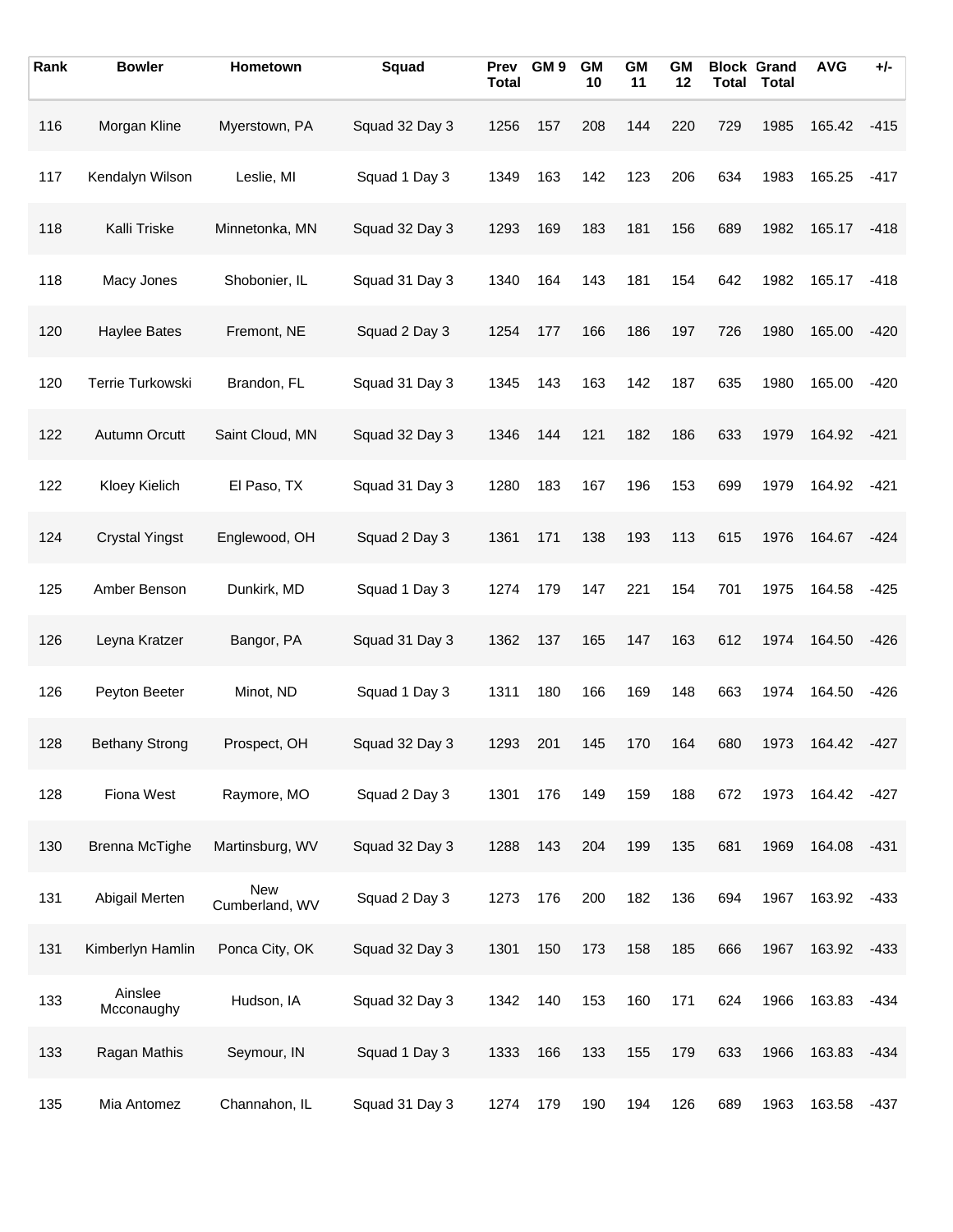| Rank | Bowler | Hometown | Squad | Prev Total | GM 9 | GM 10 | GM 11 | GM 12 | Block Total | Grand Total | AVG | +/- |
|---|---|---|---|---|---|---|---|---|---|---|---|---|
| 116 | Morgan Kline | Myerstown, PA | Squad 32 Day 3 | 1256 | 157 | 208 | 144 | 220 | 729 | 1985 | 165.42 | -415 |
| 117 | Kendalyn Wilson | Leslie, MI | Squad 1 Day 3 | 1349 | 163 | 142 | 123 | 206 | 634 | 1983 | 165.25 | -417 |
| 118 | Kalli Triske | Minnetonka, MN | Squad 32 Day 3 | 1293 | 169 | 183 | 181 | 156 | 689 | 1982 | 165.17 | -418 |
| 118 | Macy Jones | Shobonier, IL | Squad 31 Day 3 | 1340 | 164 | 143 | 181 | 154 | 642 | 1982 | 165.17 | -418 |
| 120 | Haylee Bates | Fremont, NE | Squad 2 Day 3 | 1254 | 177 | 166 | 186 | 197 | 726 | 1980 | 165.00 | -420 |
| 120 | Terrie Turkowski | Brandon, FL | Squad 31 Day 3 | 1345 | 143 | 163 | 142 | 187 | 635 | 1980 | 165.00 | -420 |
| 122 | Autumn Orcutt | Saint Cloud, MN | Squad 32 Day 3 | 1346 | 144 | 121 | 182 | 186 | 633 | 1979 | 164.92 | -421 |
| 122 | Kloey Kielich | El Paso, TX | Squad 31 Day 3 | 1280 | 183 | 167 | 196 | 153 | 699 | 1979 | 164.92 | -421 |
| 124 | Crystal Yingst | Englewood, OH | Squad 2 Day 3 | 1361 | 171 | 138 | 193 | 113 | 615 | 1976 | 164.67 | -424 |
| 125 | Amber Benson | Dunkirk, MD | Squad 1 Day 3 | 1274 | 179 | 147 | 221 | 154 | 701 | 1975 | 164.58 | -425 |
| 126 | Leyna Kratzer | Bangor, PA | Squad 31 Day 3 | 1362 | 137 | 165 | 147 | 163 | 612 | 1974 | 164.50 | -426 |
| 126 | Peyton Beeter | Minot, ND | Squad 1 Day 3 | 1311 | 180 | 166 | 169 | 148 | 663 | 1974 | 164.50 | -426 |
| 128 | Bethany Strong | Prospect, OH | Squad 32 Day 3 | 1293 | 201 | 145 | 170 | 164 | 680 | 1973 | 164.42 | -427 |
| 128 | Fiona West | Raymore, MO | Squad 2 Day 3 | 1301 | 176 | 149 | 159 | 188 | 672 | 1973 | 164.42 | -427 |
| 130 | Brenna McTighe | Martinsburg, WV | Squad 32 Day 3 | 1288 | 143 | 204 | 199 | 135 | 681 | 1969 | 164.08 | -431 |
| 131 | Abigail Merten | New Cumberland, WV | Squad 2 Day 3 | 1273 | 176 | 200 | 182 | 136 | 694 | 1967 | 163.92 | -433 |
| 131 | Kimberlyn Hamlin | Ponca City, OK | Squad 32 Day 3 | 1301 | 150 | 173 | 158 | 185 | 666 | 1967 | 163.92 | -433 |
| 133 | Ainslee Mcconaughy | Hudson, IA | Squad 32 Day 3 | 1342 | 140 | 153 | 160 | 171 | 624 | 1966 | 163.83 | -434 |
| 133 | Ragan Mathis | Seymour, IN | Squad 1 Day 3 | 1333 | 166 | 133 | 155 | 179 | 633 | 1966 | 163.83 | -434 |
| 135 | Mia Antomez | Channahon, IL | Squad 31 Day 3 | 1274 | 179 | 190 | 194 | 126 | 689 | 1963 | 163.58 | -437 |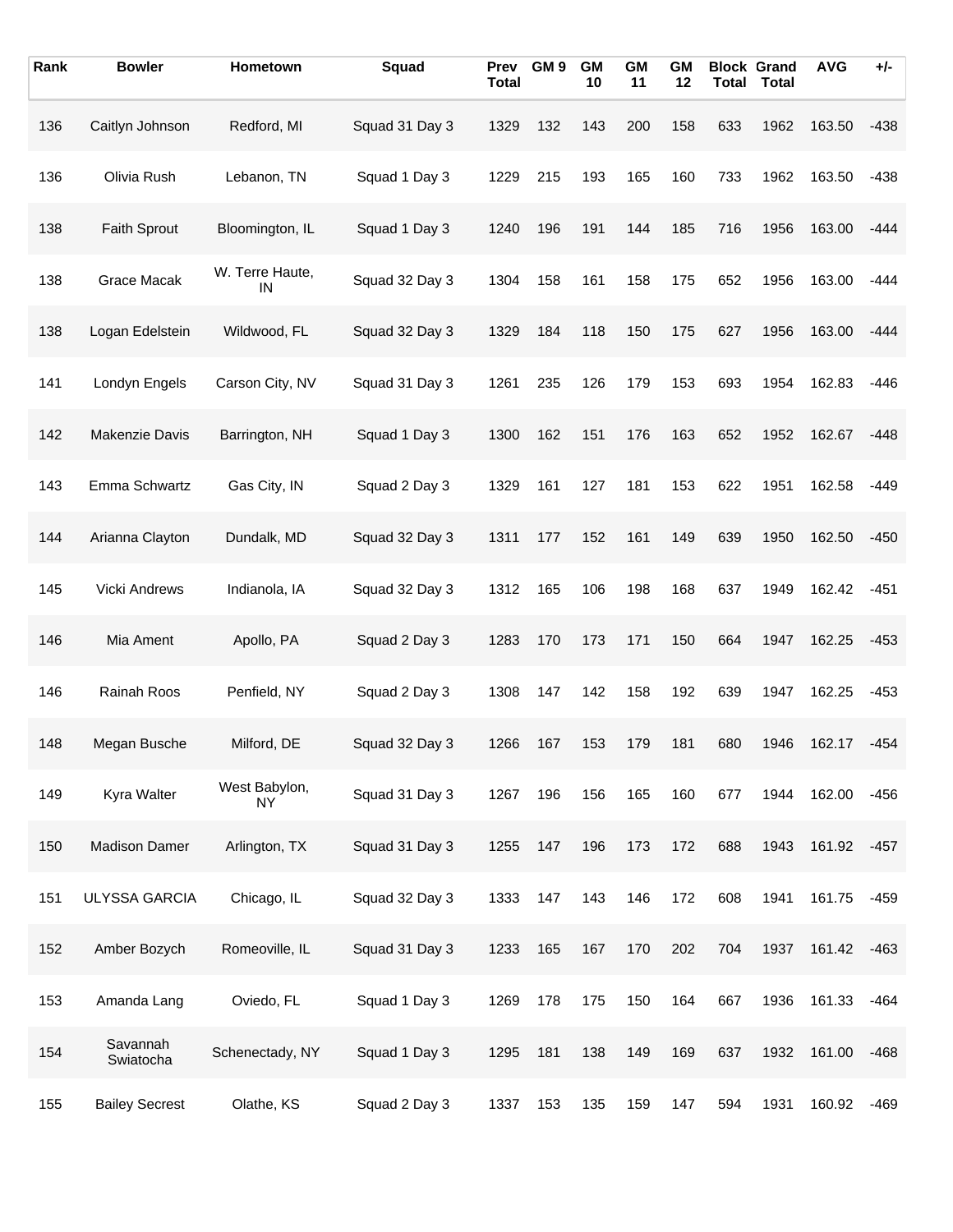| Rank | Bowler | Hometown | Squad | Prev Total | GM 9 | GM 10 | GM 11 | GM 12 | Block Total | Grand Total | AVG | +/- |
|---|---|---|---|---|---|---|---|---|---|---|---|---|
| 136 | Caitlyn Johnson | Redford, MI | Squad 31 Day 3 | 1329 | 132 | 143 | 200 | 158 | 633 | 1962 | 163.50 | -438 |
| 136 | Olivia Rush | Lebanon, TN | Squad 1 Day 3 | 1229 | 215 | 193 | 165 | 160 | 733 | 1962 | 163.50 | -438 |
| 138 | Faith Sprout | Bloomington, IL | Squad 1 Day 3 | 1240 | 196 | 191 | 144 | 185 | 716 | 1956 | 163.00 | -444 |
| 138 | Grace Macak | W. Terre Haute, IN | Squad 32 Day 3 | 1304 | 158 | 161 | 158 | 175 | 652 | 1956 | 163.00 | -444 |
| 138 | Logan Edelstein | Wildwood, FL | Squad 32 Day 3 | 1329 | 184 | 118 | 150 | 175 | 627 | 1956 | 163.00 | -444 |
| 141 | Londyn Engels | Carson City, NV | Squad 31 Day 3 | 1261 | 235 | 126 | 179 | 153 | 693 | 1954 | 162.83 | -446 |
| 142 | Makenzie Davis | Barrington, NH | Squad 1 Day 3 | 1300 | 162 | 151 | 176 | 163 | 652 | 1952 | 162.67 | -448 |
| 143 | Emma Schwartz | Gas City, IN | Squad 2 Day 3 | 1329 | 161 | 127 | 181 | 153 | 622 | 1951 | 162.58 | -449 |
| 144 | Arianna Clayton | Dundalk, MD | Squad 32 Day 3 | 1311 | 177 | 152 | 161 | 149 | 639 | 1950 | 162.50 | -450 |
| 145 | Vicki Andrews | Indianola, IA | Squad 32 Day 3 | 1312 | 165 | 106 | 198 | 168 | 637 | 1949 | 162.42 | -451 |
| 146 | Mia Ament | Apollo, PA | Squad 2 Day 3 | 1283 | 170 | 173 | 171 | 150 | 664 | 1947 | 162.25 | -453 |
| 146 | Rainah Roos | Penfield, NY | Squad 2 Day 3 | 1308 | 147 | 142 | 158 | 192 | 639 | 1947 | 162.25 | -453 |
| 148 | Megan Busche | Milford, DE | Squad 32 Day 3 | 1266 | 167 | 153 | 179 | 181 | 680 | 1946 | 162.17 | -454 |
| 149 | Kyra Walter | West Babylon, NY | Squad 31 Day 3 | 1267 | 196 | 156 | 165 | 160 | 677 | 1944 | 162.00 | -456 |
| 150 | Madison Damer | Arlington, TX | Squad 31 Day 3 | 1255 | 147 | 196 | 173 | 172 | 688 | 1943 | 161.92 | -457 |
| 151 | ULYSSA GARCIA | Chicago, IL | Squad 32 Day 3 | 1333 | 147 | 143 | 146 | 172 | 608 | 1941 | 161.75 | -459 |
| 152 | Amber Bozych | Romeoville, IL | Squad 31 Day 3 | 1233 | 165 | 167 | 170 | 202 | 704 | 1937 | 161.42 | -463 |
| 153 | Amanda Lang | Oviedo, FL | Squad 1 Day 3 | 1269 | 178 | 175 | 150 | 164 | 667 | 1936 | 161.33 | -464 |
| 154 | Savannah Swiatocha | Schenectady, NY | Squad 1 Day 3 | 1295 | 181 | 138 | 149 | 169 | 637 | 1932 | 161.00 | -468 |
| 155 | Bailey Secrest | Olathe, KS | Squad 2 Day 3 | 1337 | 153 | 135 | 159 | 147 | 594 | 1931 | 160.92 | -469 |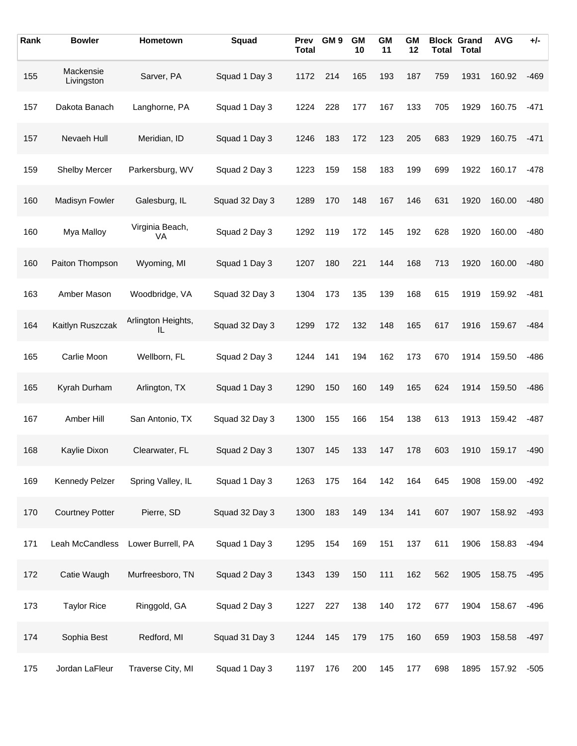| Rank | Bowler | Hometown | Squad | Prev Total | GM 9 | GM 10 | GM 11 | GM 12 | Block Total | Grand Total | AVG | +/- |
|---|---|---|---|---|---|---|---|---|---|---|---|---|
| 155 | Mackensie Livingston | Sarver, PA | Squad 1 Day 3 | 1172 | 214 | 165 | 193 | 187 | 759 | 1931 | 160.92 | -469 |
| 157 | Dakota Banach | Langhorne, PA | Squad 1 Day 3 | 1224 | 228 | 177 | 167 | 133 | 705 | 1929 | 160.75 | -471 |
| 157 | Nevaeh Hull | Meridian, ID | Squad 1 Day 3 | 1246 | 183 | 172 | 123 | 205 | 683 | 1929 | 160.75 | -471 |
| 159 | Shelby Mercer | Parkersburg, WV | Squad 2 Day 3 | 1223 | 159 | 158 | 183 | 199 | 699 | 1922 | 160.17 | -478 |
| 160 | Madisyn Fowler | Galesburg, IL | Squad 32 Day 3 | 1289 | 170 | 148 | 167 | 146 | 631 | 1920 | 160.00 | -480 |
| 160 | Mya Malloy | Virginia Beach, VA | Squad 2 Day 3 | 1292 | 119 | 172 | 145 | 192 | 628 | 1920 | 160.00 | -480 |
| 160 | Paiton Thompson | Wyoming, MI | Squad 1 Day 3 | 1207 | 180 | 221 | 144 | 168 | 713 | 1920 | 160.00 | -480 |
| 163 | Amber Mason | Woodbridge, VA | Squad 32 Day 3 | 1304 | 173 | 135 | 139 | 168 | 615 | 1919 | 159.92 | -481 |
| 164 | Kaitlyn Ruszczak | Arlington Heights, IL | Squad 32 Day 3 | 1299 | 172 | 132 | 148 | 165 | 617 | 1916 | 159.67 | -484 |
| 165 | Carlie Moon | Wellborn, FL | Squad 2 Day 3 | 1244 | 141 | 194 | 162 | 173 | 670 | 1914 | 159.50 | -486 |
| 165 | Kyrah Durham | Arlington, TX | Squad 1 Day 3 | 1290 | 150 | 160 | 149 | 165 | 624 | 1914 | 159.50 | -486 |
| 167 | Amber Hill | San Antonio, TX | Squad 32 Day 3 | 1300 | 155 | 166 | 154 | 138 | 613 | 1913 | 159.42 | -487 |
| 168 | Kaylie Dixon | Clearwater, FL | Squad 2 Day 3 | 1307 | 145 | 133 | 147 | 178 | 603 | 1910 | 159.17 | -490 |
| 169 | Kennedy Pelzer | Spring Valley, IL | Squad 1 Day 3 | 1263 | 175 | 164 | 142 | 164 | 645 | 1908 | 159.00 | -492 |
| 170 | Courtney Potter | Pierre, SD | Squad 32 Day 3 | 1300 | 183 | 149 | 134 | 141 | 607 | 1907 | 158.92 | -493 |
| 171 | Leah McCandless | Lower Burrell, PA | Squad 1 Day 3 | 1295 | 154 | 169 | 151 | 137 | 611 | 1906 | 158.83 | -494 |
| 172 | Catie Waugh | Murfreesboro, TN | Squad 2 Day 3 | 1343 | 139 | 150 | 111 | 162 | 562 | 1905 | 158.75 | -495 |
| 173 | Taylor Rice | Ringgold, GA | Squad 2 Day 3 | 1227 | 227 | 138 | 140 | 172 | 677 | 1904 | 158.67 | -496 |
| 174 | Sophia Best | Redford, MI | Squad 31 Day 3 | 1244 | 145 | 179 | 175 | 160 | 659 | 1903 | 158.58 | -497 |
| 175 | Jordan LaFleur | Traverse City, MI | Squad 1 Day 3 | 1197 | 176 | 200 | 145 | 177 | 698 | 1895 | 157.92 | -505 |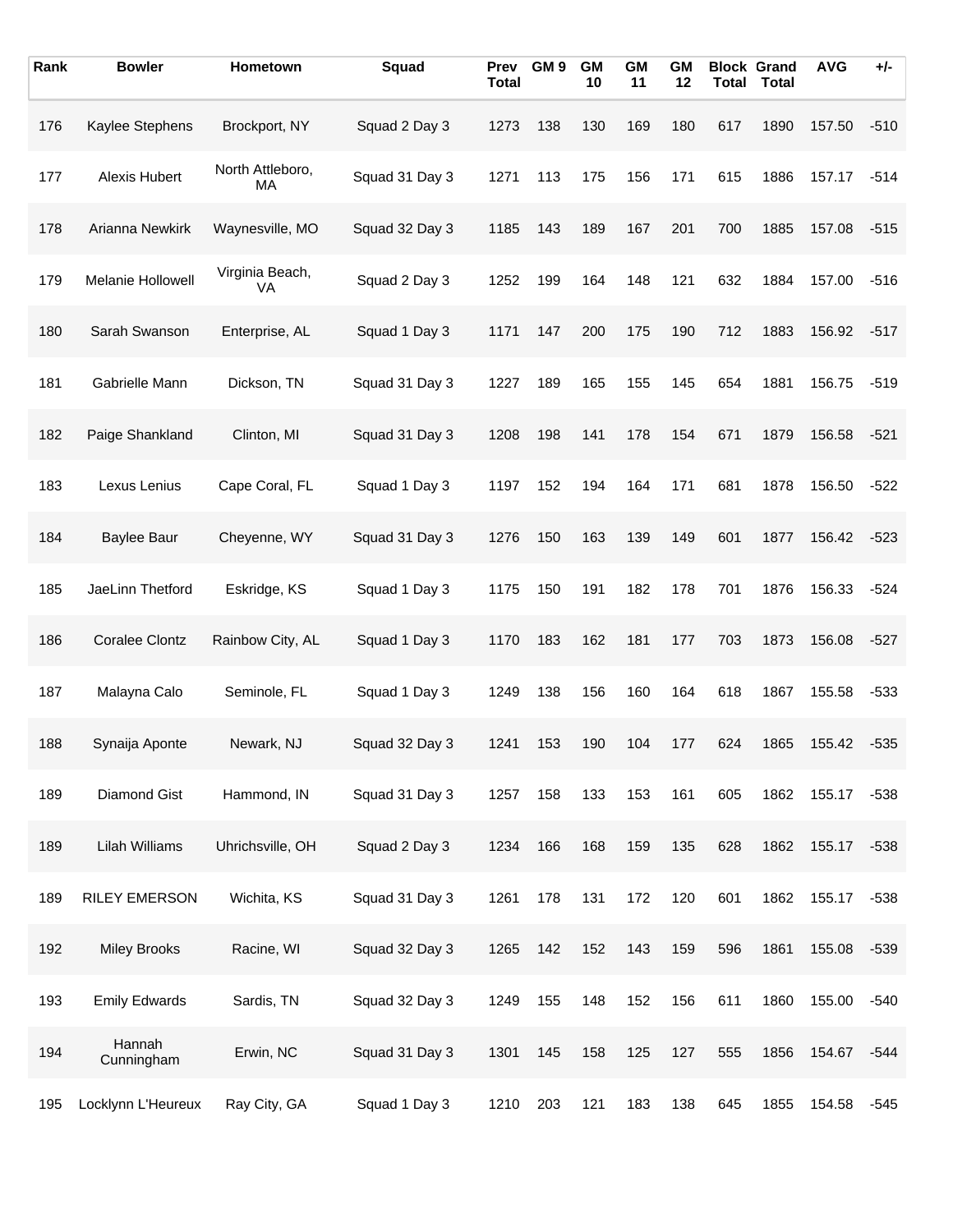| Rank | Bowler | Hometown | Squad | Prev Total | GM 9 | GM 10 | GM 11 | GM 12 | Block Total | Grand Total | AVG | +/- |
|---|---|---|---|---|---|---|---|---|---|---|---|---|
| 176 | Kaylee Stephens | Brockport, NY | Squad 2 Day 3 | 1273 | 138 | 130 | 169 | 180 | 617 | 1890 | 157.50 | -510 |
| 177 | Alexis Hubert | North Attleboro, MA | Squad 31 Day 3 | 1271 | 113 | 175 | 156 | 171 | 615 | 1886 | 157.17 | -514 |
| 178 | Arianna Newkirk | Waynesville, MO | Squad 32 Day 3 | 1185 | 143 | 189 | 167 | 201 | 700 | 1885 | 157.08 | -515 |
| 179 | Melanie Hollowell | Virginia Beach, VA | Squad 2 Day 3 | 1252 | 199 | 164 | 148 | 121 | 632 | 1884 | 157.00 | -516 |
| 180 | Sarah Swanson | Enterprise, AL | Squad 1 Day 3 | 1171 | 147 | 200 | 175 | 190 | 712 | 1883 | 156.92 | -517 |
| 181 | Gabrielle Mann | Dickson, TN | Squad 31 Day 3 | 1227 | 189 | 165 | 155 | 145 | 654 | 1881 | 156.75 | -519 |
| 182 | Paige Shankland | Clinton, MI | Squad 31 Day 3 | 1208 | 198 | 141 | 178 | 154 | 671 | 1879 | 156.58 | -521 |
| 183 | Lexus Lenius | Cape Coral, FL | Squad 1 Day 3 | 1197 | 152 | 194 | 164 | 171 | 681 | 1878 | 156.50 | -522 |
| 184 | Baylee Baur | Cheyenne, WY | Squad 31 Day 3 | 1276 | 150 | 163 | 139 | 149 | 601 | 1877 | 156.42 | -523 |
| 185 | JaeLinn Thetford | Eskridge, KS | Squad 1 Day 3 | 1175 | 150 | 191 | 182 | 178 | 701 | 1876 | 156.33 | -524 |
| 186 | Coralee Clontz | Rainbow City, AL | Squad 1 Day 3 | 1170 | 183 | 162 | 181 | 177 | 703 | 1873 | 156.08 | -527 |
| 187 | Malayna Calo | Seminole, FL | Squad 1 Day 3 | 1249 | 138 | 156 | 160 | 164 | 618 | 1867 | 155.58 | -533 |
| 188 | Synaija Aponte | Newark, NJ | Squad 32 Day 3 | 1241 | 153 | 190 | 104 | 177 | 624 | 1865 | 155.42 | -535 |
| 189 | Diamond Gist | Hammond, IN | Squad 31 Day 3 | 1257 | 158 | 133 | 153 | 161 | 605 | 1862 | 155.17 | -538 |
| 189 | Lilah Williams | Uhrichsville, OH | Squad 2 Day 3 | 1234 | 166 | 168 | 159 | 135 | 628 | 1862 | 155.17 | -538 |
| 189 | RILEY EMERSON | Wichita, KS | Squad 31 Day 3 | 1261 | 178 | 131 | 172 | 120 | 601 | 1862 | 155.17 | -538 |
| 192 | Miley Brooks | Racine, WI | Squad 32 Day 3 | 1265 | 142 | 152 | 143 | 159 | 596 | 1861 | 155.08 | -539 |
| 193 | Emily Edwards | Sardis, TN | Squad 32 Day 3 | 1249 | 155 | 148 | 152 | 156 | 611 | 1860 | 155.00 | -540 |
| 194 | Hannah Cunningham | Erwin, NC | Squad 31 Day 3 | 1301 | 145 | 158 | 125 | 127 | 555 | 1856 | 154.67 | -544 |
| 195 | Locklynn L'Heureux | Ray City, GA | Squad 1 Day 3 | 1210 | 203 | 121 | 183 | 138 | 645 | 1855 | 154.58 | -545 |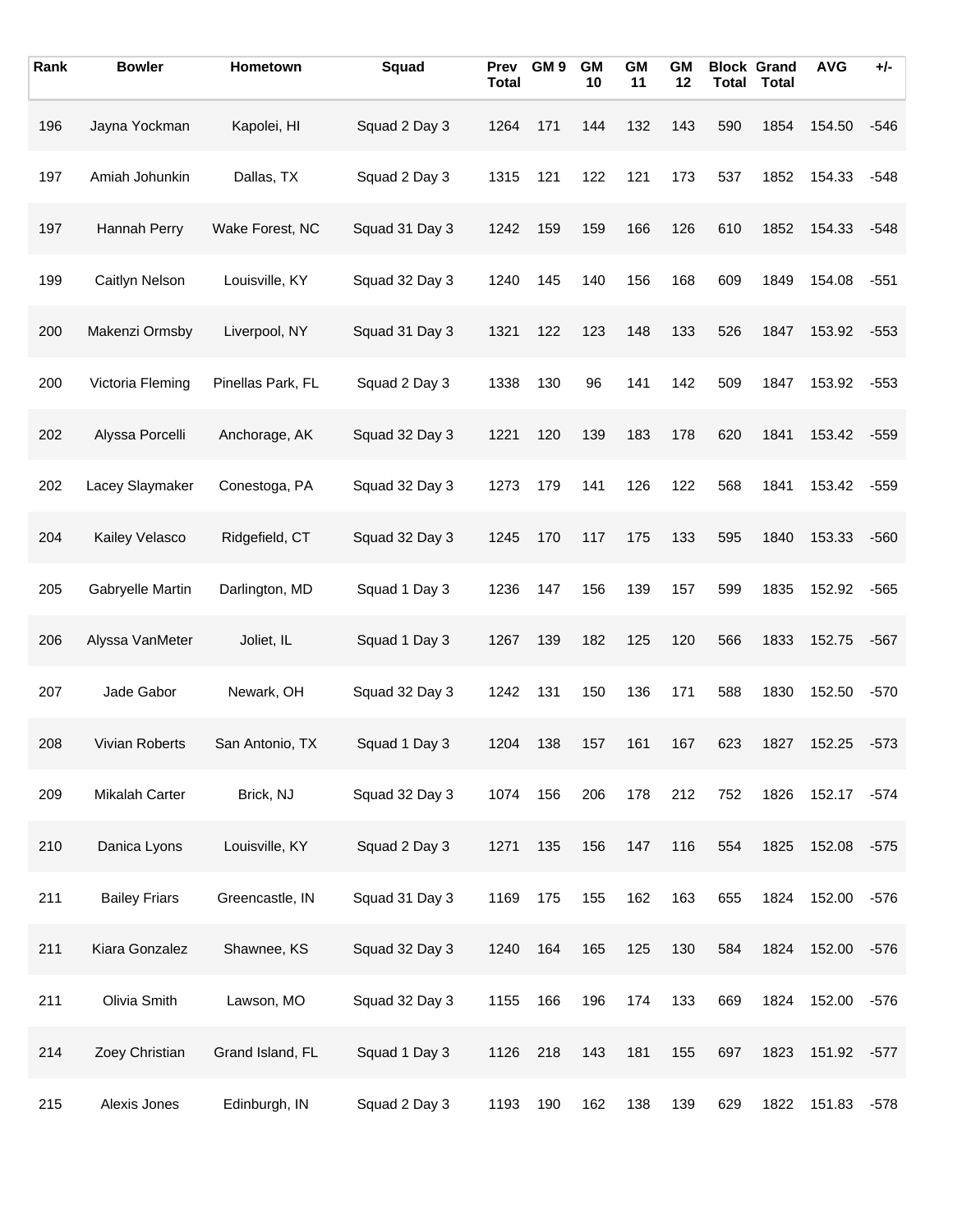| Rank | Bowler | Hometown | Squad | Prev Total | GM 9 | GM 10 | GM 11 | GM 12 | Block Total | Grand Total | AVG | +/- |
|---|---|---|---|---|---|---|---|---|---|---|---|---|
| 196 | Jayna Yockman | Kapolei, HI | Squad 2 Day 3 | 1264 | 171 | 144 | 132 | 143 | 590 | 1854 | 154.50 | -546 |
| 197 | Amiah Johunkin | Dallas, TX | Squad 2 Day 3 | 1315 | 121 | 122 | 121 | 173 | 537 | 1852 | 154.33 | -548 |
| 197 | Hannah Perry | Wake Forest, NC | Squad 31 Day 3 | 1242 | 159 | 159 | 166 | 126 | 610 | 1852 | 154.33 | -548 |
| 199 | Caitlyn Nelson | Louisville, KY | Squad 32 Day 3 | 1240 | 145 | 140 | 156 | 168 | 609 | 1849 | 154.08 | -551 |
| 200 | Makenzi Ormsby | Liverpool, NY | Squad 31 Day 3 | 1321 | 122 | 123 | 148 | 133 | 526 | 1847 | 153.92 | -553 |
| 200 | Victoria Fleming | Pinellas Park, FL | Squad 2 Day 3 | 1338 | 130 | 96 | 141 | 142 | 509 | 1847 | 153.92 | -553 |
| 202 | Alyssa Porcelli | Anchorage, AK | Squad 32 Day 3 | 1221 | 120 | 139 | 183 | 178 | 620 | 1841 | 153.42 | -559 |
| 202 | Lacey Slaymaker | Conestoga, PA | Squad 32 Day 3 | 1273 | 179 | 141 | 126 | 122 | 568 | 1841 | 153.42 | -559 |
| 204 | Kailey Velasco | Ridgefield, CT | Squad 32 Day 3 | 1245 | 170 | 117 | 175 | 133 | 595 | 1840 | 153.33 | -560 |
| 205 | Gabryelle Martin | Darlington, MD | Squad 1 Day 3 | 1236 | 147 | 156 | 139 | 157 | 599 | 1835 | 152.92 | -565 |
| 206 | Alyssa VanMeter | Joliet, IL | Squad 1 Day 3 | 1267 | 139 | 182 | 125 | 120 | 566 | 1833 | 152.75 | -567 |
| 207 | Jade Gabor | Newark, OH | Squad 32 Day 3 | 1242 | 131 | 150 | 136 | 171 | 588 | 1830 | 152.50 | -570 |
| 208 | Vivian Roberts | San Antonio, TX | Squad 1 Day 3 | 1204 | 138 | 157 | 161 | 167 | 623 | 1827 | 152.25 | -573 |
| 209 | Mikalah Carter | Brick, NJ | Squad 32 Day 3 | 1074 | 156 | 206 | 178 | 212 | 752 | 1826 | 152.17 | -574 |
| 210 | Danica Lyons | Louisville, KY | Squad 2 Day 3 | 1271 | 135 | 156 | 147 | 116 | 554 | 1825 | 152.08 | -575 |
| 211 | Bailey Friars | Greencastle, IN | Squad 31 Day 3 | 1169 | 175 | 155 | 162 | 163 | 655 | 1824 | 152.00 | -576 |
| 211 | Kiara Gonzalez | Shawnee, KS | Squad 32 Day 3 | 1240 | 164 | 165 | 125 | 130 | 584 | 1824 | 152.00 | -576 |
| 211 | Olivia Smith | Lawson, MO | Squad 32 Day 3 | 1155 | 166 | 196 | 174 | 133 | 669 | 1824 | 152.00 | -576 |
| 214 | Zoey Christian | Grand Island, FL | Squad 1 Day 3 | 1126 | 218 | 143 | 181 | 155 | 697 | 1823 | 151.92 | -577 |
| 215 | Alexis Jones | Edinburgh, IN | Squad 2 Day 3 | 1193 | 190 | 162 | 138 | 139 | 629 | 1822 | 151.83 | -578 |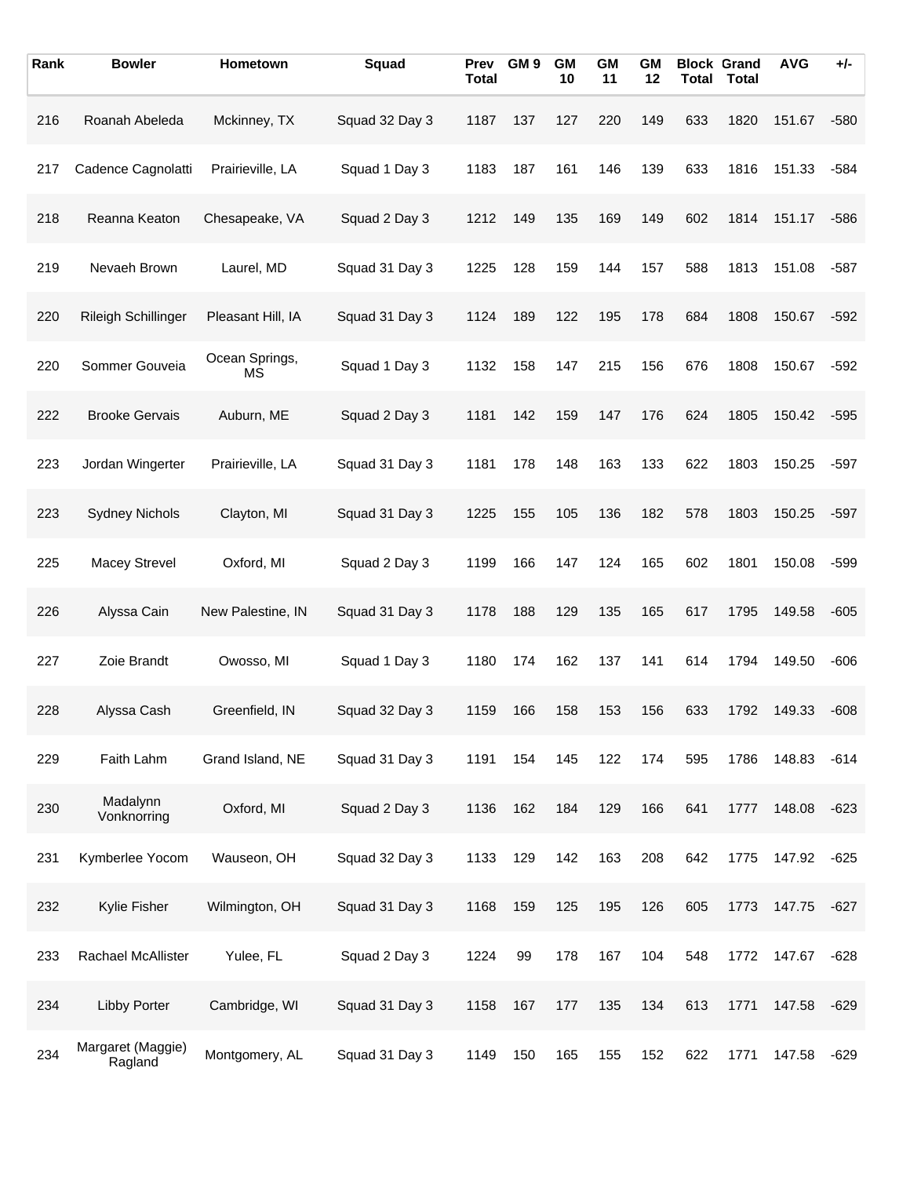| Rank | Bowler | Hometown | Squad | Prev Total | GM 9 | GM 10 | GM 11 | GM 12 | Block Total | Grand Total | AVG | +/- |
|---|---|---|---|---|---|---|---|---|---|---|---|---|
| 216 | Roanah Abeleda | Mckinney, TX | Squad 32 Day 3 | 1187 | 137 | 127 | 220 | 149 | 633 | 1820 | 151.67 | -580 |
| 217 | Cadence Cagnolatti | Prairieville, LA | Squad 1 Day 3 | 1183 | 187 | 161 | 146 | 139 | 633 | 1816 | 151.33 | -584 |
| 218 | Reanna Keaton | Chesapeake, VA | Squad 2 Day 3 | 1212 | 149 | 135 | 169 | 149 | 602 | 1814 | 151.17 | -586 |
| 219 | Nevaeh Brown | Laurel, MD | Squad 31 Day 3 | 1225 | 128 | 159 | 144 | 157 | 588 | 1813 | 151.08 | -587 |
| 220 | Rileigh Schillinger | Pleasant Hill, IA | Squad 31 Day 3 | 1124 | 189 | 122 | 195 | 178 | 684 | 1808 | 150.67 | -592 |
| 220 | Sommer Gouveia | Ocean Springs, MS | Squad 1 Day 3 | 1132 | 158 | 147 | 215 | 156 | 676 | 1808 | 150.67 | -592 |
| 222 | Brooke Gervais | Auburn, ME | Squad 2 Day 3 | 1181 | 142 | 159 | 147 | 176 | 624 | 1805 | 150.42 | -595 |
| 223 | Jordan Wingerter | Prairieville, LA | Squad 31 Day 3 | 1181 | 178 | 148 | 163 | 133 | 622 | 1803 | 150.25 | -597 |
| 223 | Sydney Nichols | Clayton, MI | Squad 31 Day 3 | 1225 | 155 | 105 | 136 | 182 | 578 | 1803 | 150.25 | -597 |
| 225 | Macey Strevel | Oxford, MI | Squad 2 Day 3 | 1199 | 166 | 147 | 124 | 165 | 602 | 1801 | 150.08 | -599 |
| 226 | Alyssa Cain | New Palestine, IN | Squad 31 Day 3 | 1178 | 188 | 129 | 135 | 165 | 617 | 1795 | 149.58 | -605 |
| 227 | Zoie Brandt | Owosso, MI | Squad 1 Day 3 | 1180 | 174 | 162 | 137 | 141 | 614 | 1794 | 149.50 | -606 |
| 228 | Alyssa Cash | Greenfield, IN | Squad 32 Day 3 | 1159 | 166 | 158 | 153 | 156 | 633 | 1792 | 149.33 | -608 |
| 229 | Faith Lahm | Grand Island, NE | Squad 31 Day 3 | 1191 | 154 | 145 | 122 | 174 | 595 | 1786 | 148.83 | -614 |
| 230 | Madalynn Vonknorring | Oxford, MI | Squad 2 Day 3 | 1136 | 162 | 184 | 129 | 166 | 641 | 1777 | 148.08 | -623 |
| 231 | Kymberlee Yocom | Wauseon, OH | Squad 32 Day 3 | 1133 | 129 | 142 | 163 | 208 | 642 | 1775 | 147.92 | -625 |
| 232 | Kylie Fisher | Wilmington, OH | Squad 31 Day 3 | 1168 | 159 | 125 | 195 | 126 | 605 | 1773 | 147.75 | -627 |
| 233 | Rachael McAllister | Yulee, FL | Squad 2 Day 3 | 1224 | 99 | 178 | 167 | 104 | 548 | 1772 | 147.67 | -628 |
| 234 | Libby Porter | Cambridge, WI | Squad 31 Day 3 | 1158 | 167 | 177 | 135 | 134 | 613 | 1771 | 147.58 | -629 |
| 234 | Margaret (Maggie) Ragland | Montgomery, AL | Squad 31 Day 3 | 1149 | 150 | 165 | 155 | 152 | 622 | 1771 | 147.58 | -629 |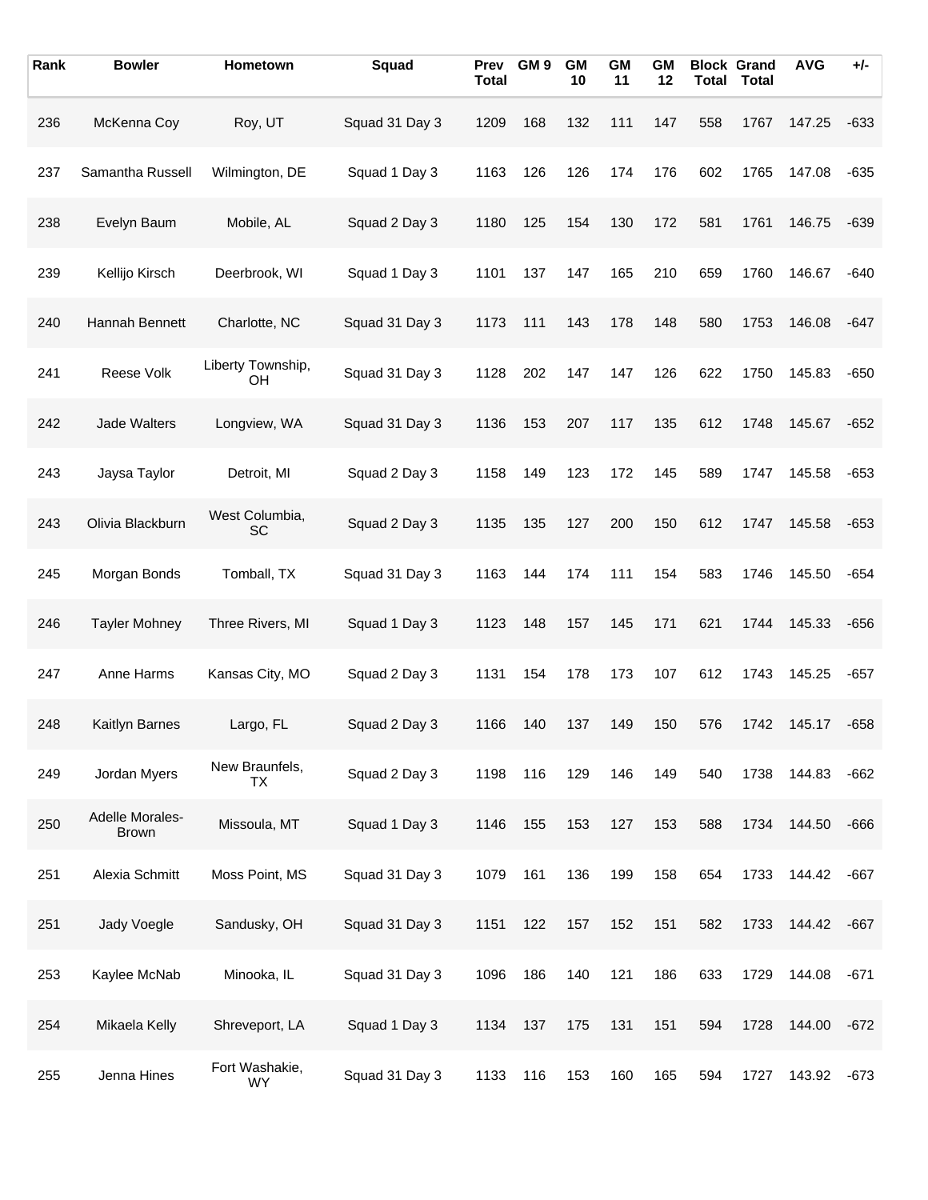| Rank | Bowler | Hometown | Squad | Prev Total | GM 9 | GM 10 | GM 11 | GM 12 | Block Total | Grand Total | AVG | +/- |
|---|---|---|---|---|---|---|---|---|---|---|---|---|
| 236 | McKenna Coy | Roy, UT | Squad 31 Day 3 | 1209 | 168 | 132 | 111 | 147 | 558 | 1767 | 147.25 | -633 |
| 237 | Samantha Russell | Wilmington, DE | Squad 1 Day 3 | 1163 | 126 | 126 | 174 | 176 | 602 | 1765 | 147.08 | -635 |
| 238 | Evelyn Baum | Mobile, AL | Squad 2 Day 3 | 1180 | 125 | 154 | 130 | 172 | 581 | 1761 | 146.75 | -639 |
| 239 | Kellijo Kirsch | Deerbrook, WI | Squad 1 Day 3 | 1101 | 137 | 147 | 165 | 210 | 659 | 1760 | 146.67 | -640 |
| 240 | Hannah Bennett | Charlotte, NC | Squad 31 Day 3 | 1173 | 111 | 143 | 178 | 148 | 580 | 1753 | 146.08 | -647 |
| 241 | Reese Volk | Liberty Township, OH | Squad 31 Day 3 | 1128 | 202 | 147 | 147 | 126 | 622 | 1750 | 145.83 | -650 |
| 242 | Jade Walters | Longview, WA | Squad 31 Day 3 | 1136 | 153 | 207 | 117 | 135 | 612 | 1748 | 145.67 | -652 |
| 243 | Jaysa Taylor | Detroit, MI | Squad 2 Day 3 | 1158 | 149 | 123 | 172 | 145 | 589 | 1747 | 145.58 | -653 |
| 243 | Olivia Blackburn | West Columbia, SC | Squad 2 Day 3 | 1135 | 135 | 127 | 200 | 150 | 612 | 1747 | 145.58 | -653 |
| 245 | Morgan Bonds | Tomball, TX | Squad 31 Day 3 | 1163 | 144 | 174 | 111 | 154 | 583 | 1746 | 145.50 | -654 |
| 246 | Tayler Mohney | Three Rivers, MI | Squad 1 Day 3 | 1123 | 148 | 157 | 145 | 171 | 621 | 1744 | 145.33 | -656 |
| 247 | Anne Harms | Kansas City, MO | Squad 2 Day 3 | 1131 | 154 | 178 | 173 | 107 | 612 | 1743 | 145.25 | -657 |
| 248 | Kaitlyn Barnes | Largo, FL | Squad 2 Day 3 | 1166 | 140 | 137 | 149 | 150 | 576 | 1742 | 145.17 | -658 |
| 249 | Jordan Myers | New Braunfels, TX | Squad 2 Day 3 | 1198 | 116 | 129 | 146 | 149 | 540 | 1738 | 144.83 | -662 |
| 250 | Adelle Morales-Brown | Missoula, MT | Squad 1 Day 3 | 1146 | 155 | 153 | 127 | 153 | 588 | 1734 | 144.50 | -666 |
| 251 | Alexia Schmitt | Moss Point, MS | Squad 31 Day 3 | 1079 | 161 | 136 | 199 | 158 | 654 | 1733 | 144.42 | -667 |
| 251 | Jady Voegle | Sandusky, OH | Squad 31 Day 3 | 1151 | 122 | 157 | 152 | 151 | 582 | 1733 | 144.42 | -667 |
| 253 | Kaylee McNab | Minooka, IL | Squad 31 Day 3 | 1096 | 186 | 140 | 121 | 186 | 633 | 1729 | 144.08 | -671 |
| 254 | Mikaela Kelly | Shreveport, LA | Squad 1 Day 3 | 1134 | 137 | 175 | 131 | 151 | 594 | 1728 | 144.00 | -672 |
| 255 | Jenna Hines | Fort Washakie, WY | Squad 31 Day 3 | 1133 | 116 | 153 | 160 | 165 | 594 | 1727 | 143.92 | -673 |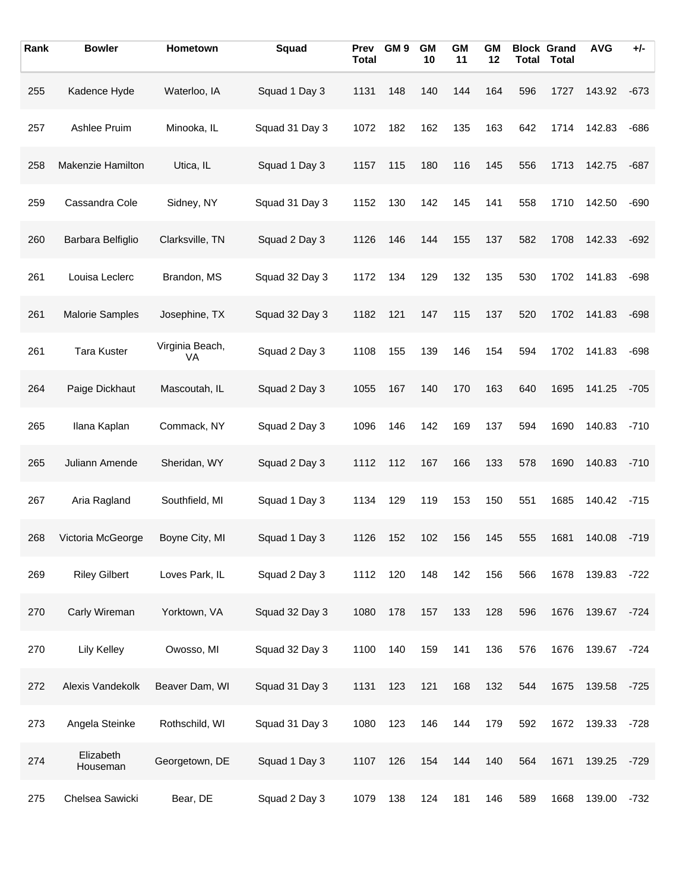| Rank | Bowler | Hometown | Squad | Prev Total | GM 9 | GM 10 | GM 11 | GM 12 | Block Total | Grand Total | AVG | +/- |
|---|---|---|---|---|---|---|---|---|---|---|---|---|
| 255 | Kadence Hyde | Waterloo, IA | Squad 1 Day 3 | 1131 | 148 | 140 | 144 | 164 | 596 | 1727 | 143.92 | -673 |
| 257 | Ashlee Pruim | Minooka, IL | Squad 31 Day 3 | 1072 | 182 | 162 | 135 | 163 | 642 | 1714 | 142.83 | -686 |
| 258 | Makenzie Hamilton | Utica, IL | Squad 1 Day 3 | 1157 | 115 | 180 | 116 | 145 | 556 | 1713 | 142.75 | -687 |
| 259 | Cassandra Cole | Sidney, NY | Squad 31 Day 3 | 1152 | 130 | 142 | 145 | 141 | 558 | 1710 | 142.50 | -690 |
| 260 | Barbara Belfiglio | Clarksville, TN | Squad 2 Day 3 | 1126 | 146 | 144 | 155 | 137 | 582 | 1708 | 142.33 | -692 |
| 261 | Louisa Leclerc | Brandon, MS | Squad 32 Day 3 | 1172 | 134 | 129 | 132 | 135 | 530 | 1702 | 141.83 | -698 |
| 261 | Malorie Samples | Josephine, TX | Squad 32 Day 3 | 1182 | 121 | 147 | 115 | 137 | 520 | 1702 | 141.83 | -698 |
| 261 | Tara Kuster | Virginia Beach, VA | Squad 2 Day 3 | 1108 | 155 | 139 | 146 | 154 | 594 | 1702 | 141.83 | -698 |
| 264 | Paige Dickhaut | Mascoutah, IL | Squad 2 Day 3 | 1055 | 167 | 140 | 170 | 163 | 640 | 1695 | 141.25 | -705 |
| 265 | Ilana Kaplan | Commack, NY | Squad 2 Day 3 | 1096 | 146 | 142 | 169 | 137 | 594 | 1690 | 140.83 | -710 |
| 265 | Juliann Amende | Sheridan, WY | Squad 2 Day 3 | 1112 | 112 | 167 | 166 | 133 | 578 | 1690 | 140.83 | -710 |
| 267 | Aria Ragland | Southfield, MI | Squad 1 Day 3 | 1134 | 129 | 119 | 153 | 150 | 551 | 1685 | 140.42 | -715 |
| 268 | Victoria McGeorge | Boyne City, MI | Squad 1 Day 3 | 1126 | 152 | 102 | 156 | 145 | 555 | 1681 | 140.08 | -719 |
| 269 | Riley Gilbert | Loves Park, IL | Squad 2 Day 3 | 1112 | 120 | 148 | 142 | 156 | 566 | 1678 | 139.83 | -722 |
| 270 | Carly Wireman | Yorktown, VA | Squad 32 Day 3 | 1080 | 178 | 157 | 133 | 128 | 596 | 1676 | 139.67 | -724 |
| 270 | Lily Kelley | Owosso, MI | Squad 32 Day 3 | 1100 | 140 | 159 | 141 | 136 | 576 | 1676 | 139.67 | -724 |
| 272 | Alexis Vandekolk | Beaver Dam, WI | Squad 31 Day 3 | 1131 | 123 | 121 | 168 | 132 | 544 | 1675 | 139.58 | -725 |
| 273 | Angela Steinke | Rothschild, WI | Squad 31 Day 3 | 1080 | 123 | 146 | 144 | 179 | 592 | 1672 | 139.33 | -728 |
| 274 | Elizabeth Houseman | Georgetown, DE | Squad 1 Day 3 | 1107 | 126 | 154 | 144 | 140 | 564 | 1671 | 139.25 | -729 |
| 275 | Chelsea Sawicki | Bear, DE | Squad 2 Day 3 | 1079 | 138 | 124 | 181 | 146 | 589 | 1668 | 139.00 | -732 |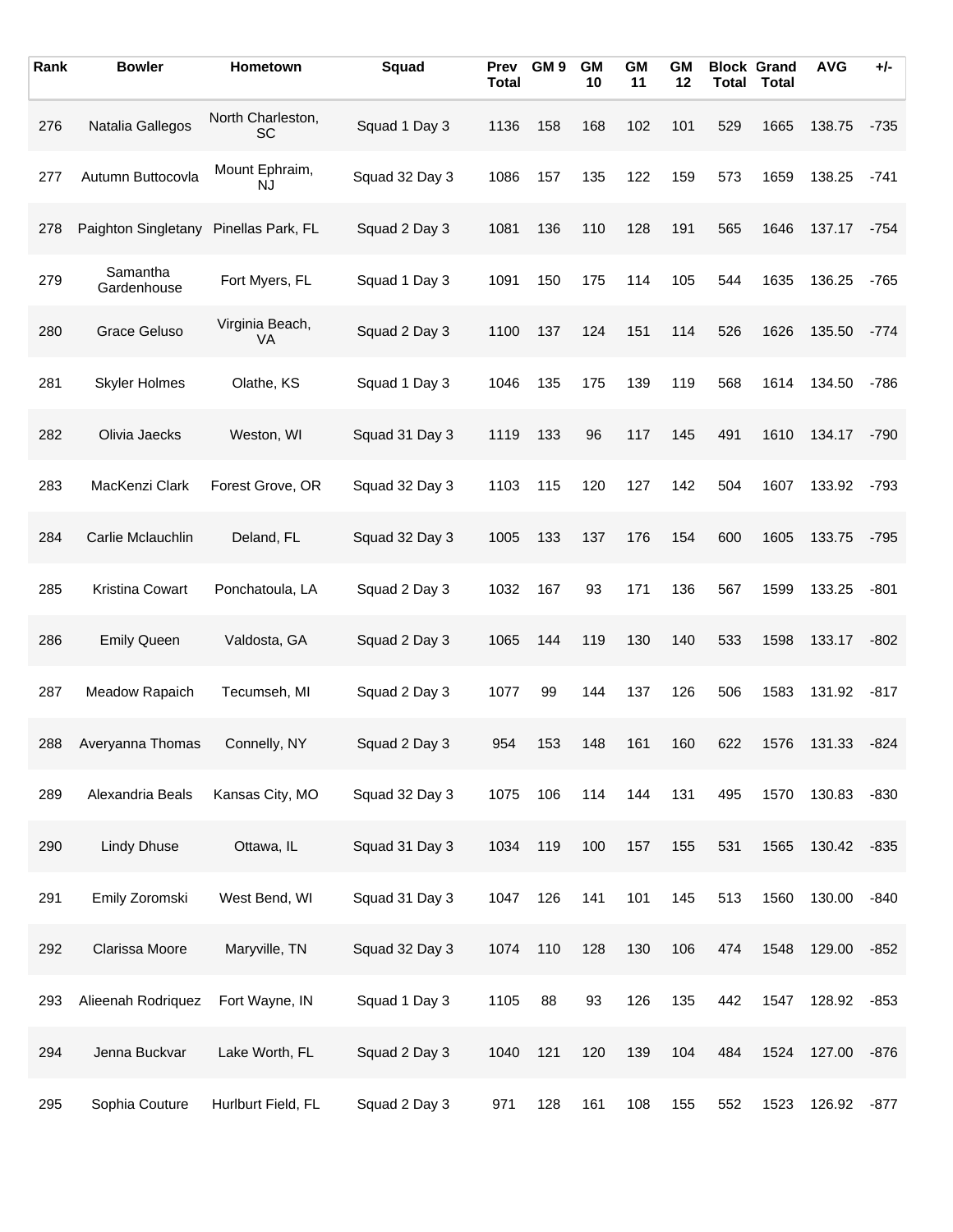| Rank | Bowler | Hometown | Squad | Prev Total | GM 9 | GM 10 | GM 11 | GM 12 | Block Total | Grand Total | AVG | +/- |
|---|---|---|---|---|---|---|---|---|---|---|---|---|
| 276 | Natalia Gallegos | North Charleston, SC | Squad 1 Day 3 | 1136 | 158 | 168 | 102 | 101 | 529 | 1665 | 138.75 | -735 |
| 277 | Autumn Buttocovla | Mount Ephraim, NJ | Squad 32 Day 3 | 1086 | 157 | 135 | 122 | 159 | 573 | 1659 | 138.25 | -741 |
| 278 | Paighton Singletany | Pinellas Park, FL | Squad 2 Day 3 | 1081 | 136 | 110 | 128 | 191 | 565 | 1646 | 137.17 | -754 |
| 279 | Samantha Gardenhouse | Fort Myers, FL | Squad 1 Day 3 | 1091 | 150 | 175 | 114 | 105 | 544 | 1635 | 136.25 | -765 |
| 280 | Grace Geluso | Virginia Beach, VA | Squad 2 Day 3 | 1100 | 137 | 124 | 151 | 114 | 526 | 1626 | 135.50 | -774 |
| 281 | Skyler Holmes | Olathe, KS | Squad 1 Day 3 | 1046 | 135 | 175 | 139 | 119 | 568 | 1614 | 134.50 | -786 |
| 282 | Olivia Jaecks | Weston, WI | Squad 31 Day 3 | 1119 | 133 | 96 | 117 | 145 | 491 | 1610 | 134.17 | -790 |
| 283 | MacKenzi Clark | Forest Grove, OR | Squad 32 Day 3 | 1103 | 115 | 120 | 127 | 142 | 504 | 1607 | 133.92 | -793 |
| 284 | Carlie Mclauchlin | Deland, FL | Squad 32 Day 3 | 1005 | 133 | 137 | 176 | 154 | 600 | 1605 | 133.75 | -795 |
| 285 | Kristina Cowart | Ponchatoula, LA | Squad 2 Day 3 | 1032 | 167 | 93 | 171 | 136 | 567 | 1599 | 133.25 | -801 |
| 286 | Emily Queen | Valdosta, GA | Squad 2 Day 3 | 1065 | 144 | 119 | 130 | 140 | 533 | 1598 | 133.17 | -802 |
| 287 | Meadow Rapaich | Tecumseh, MI | Squad 2 Day 3 | 1077 | 99 | 144 | 137 | 126 | 506 | 1583 | 131.92 | -817 |
| 288 | Averyanna Thomas | Connelly, NY | Squad 2 Day 3 | 954 | 153 | 148 | 161 | 160 | 622 | 1576 | 131.33 | -824 |
| 289 | Alexandria Beals | Kansas City, MO | Squad 32 Day 3 | 1075 | 106 | 114 | 144 | 131 | 495 | 1570 | 130.83 | -830 |
| 290 | Lindy Dhuse | Ottawa, IL | Squad 31 Day 3 | 1034 | 119 | 100 | 157 | 155 | 531 | 1565 | 130.42 | -835 |
| 291 | Emily Zoromski | West Bend, WI | Squad 31 Day 3 | 1047 | 126 | 141 | 101 | 145 | 513 | 1560 | 130.00 | -840 |
| 292 | Clarissa Moore | Maryville, TN | Squad 32 Day 3 | 1074 | 110 | 128 | 130 | 106 | 474 | 1548 | 129.00 | -852 |
| 293 | Alieenah Rodriquez | Fort Wayne, IN | Squad 1 Day 3 | 1105 | 88 | 93 | 126 | 135 | 442 | 1547 | 128.92 | -853 |
| 294 | Jenna Buckvar | Lake Worth, FL | Squad 2 Day 3 | 1040 | 121 | 120 | 139 | 104 | 484 | 1524 | 127.00 | -876 |
| 295 | Sophia Couture | Hurlburt Field, FL | Squad 2 Day 3 | 971 | 128 | 161 | 108 | 155 | 552 | 1523 | 126.92 | -877 |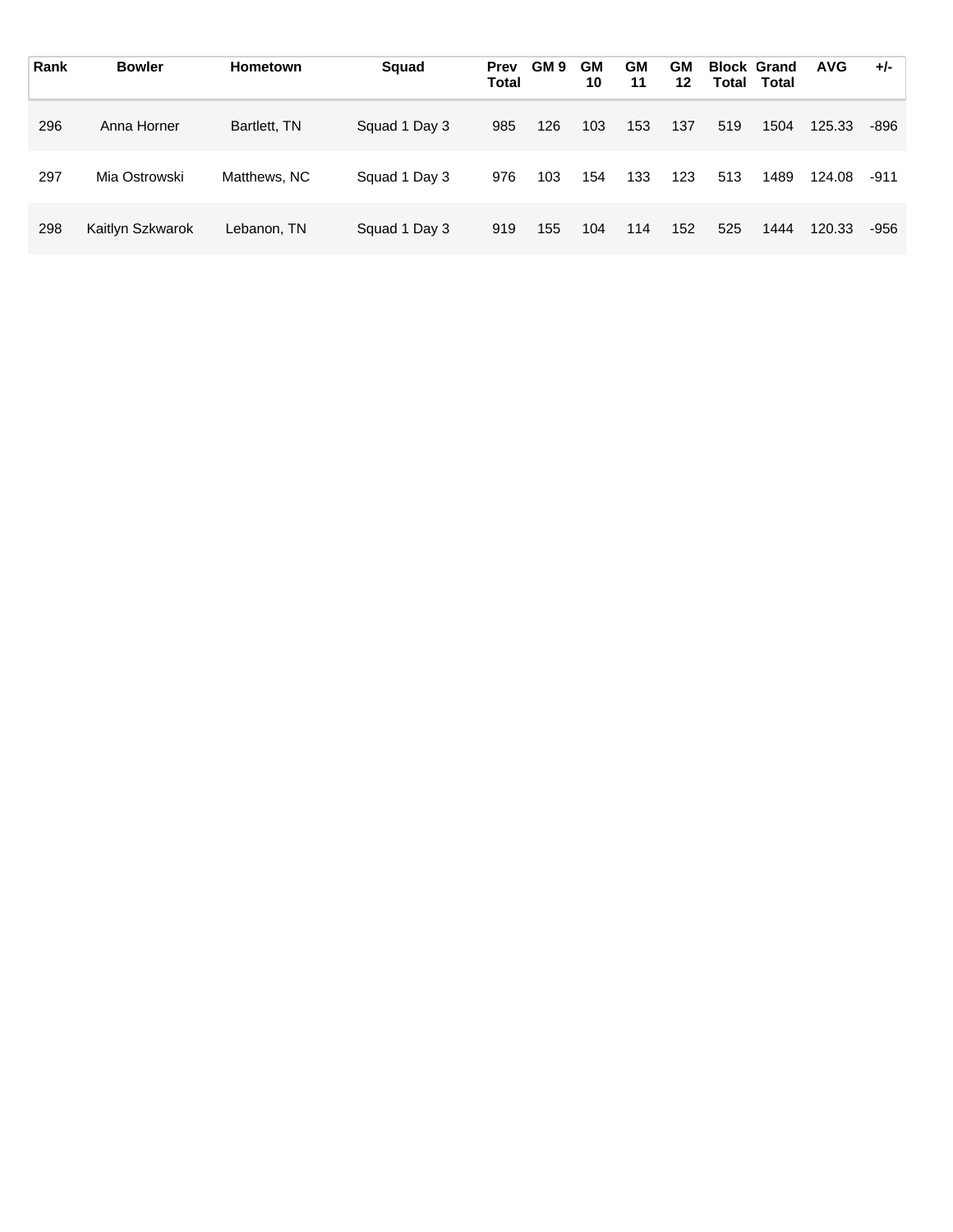| Rank | Bowler | Hometown | Squad | Prev Total | GM 9 | GM 10 | GM 11 | GM 12 | Block Total | Grand Total | AVG | +/- |
|---|---|---|---|---|---|---|---|---|---|---|---|---|
| 296 | Anna Horner | Bartlett, TN | Squad 1 Day 3 | 985 | 126 | 103 | 153 | 137 | 519 | 1504 | 125.33 | -896 |
| 297 | Mia Ostrowski | Matthews, NC | Squad 1 Day 3 | 976 | 103 | 154 | 133 | 123 | 513 | 1489 | 124.08 | -911 |
| 298 | Kaitlyn Szkwarok | Lebanon, TN | Squad 1 Day 3 | 919 | 155 | 104 | 114 | 152 | 525 | 1444 | 120.33 | -956 |